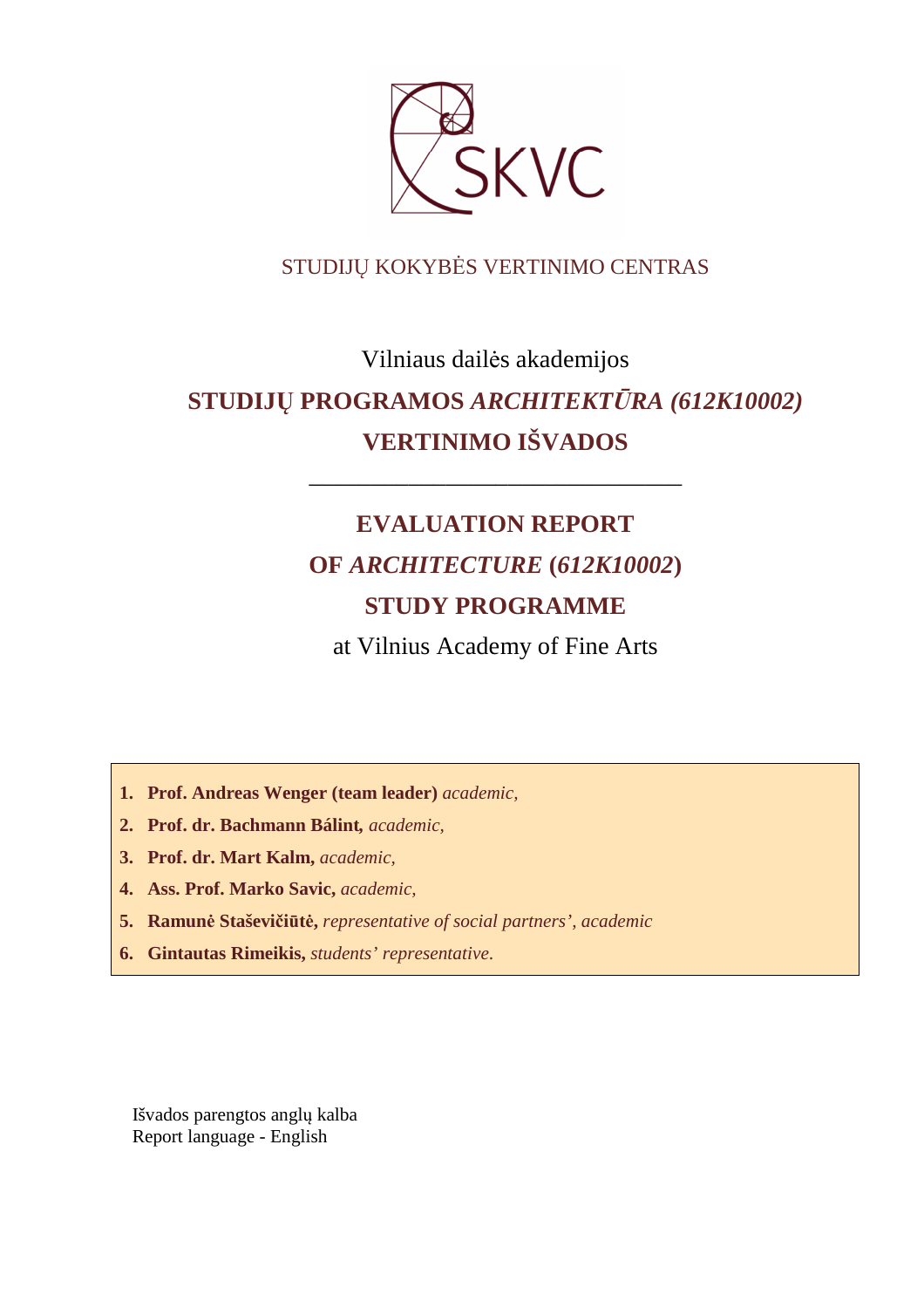SKVC

STUDIJŲ KOKYBĖS VERTINIMO CENTRAS

Vilniaus dailės akademijos

# STUDIJŲ PROGRAMOS *ARCHITEKTŪRA (612K10002)* VERTINIMO IŠVADOS

---

# EVALUATION REPORT OF *ARCHITECTURE* (*612K10002*) STUDY PROGRAMME

at Vilnius Academy of Fine Arts

1. **Prof. Andreas Wenger (team leader)** *academic,*
2. **Prof. dr. Bachmann Bálint,** *academic,*
3. **Prof. dr. Mart Kalm,** *academic,*
4. **Ass. Prof. Marko Savic,** *academic,*
5. **Ramunė Staševičiūtė,** *representative of social partners', academic*
6. **Gintautas Rimeikis,** *students' representative.*

Išvados parengtos anglų kalba
Report language - English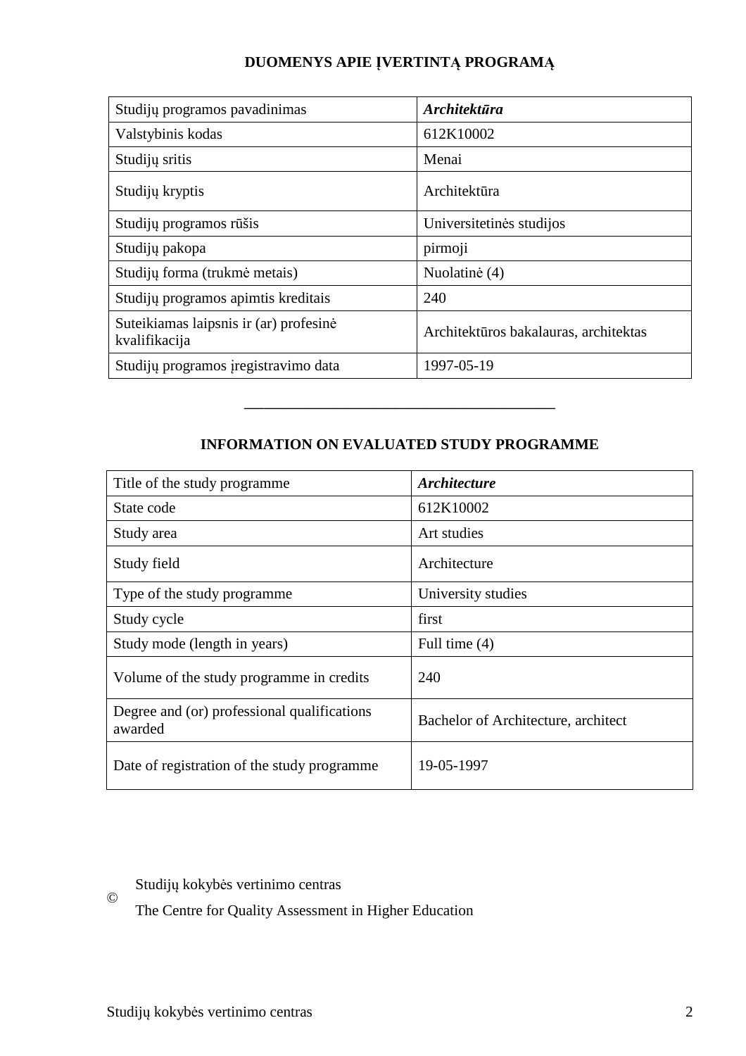## DUOMENYS APIE ĮVERTINTĄ PROGRAMĄ

| Studijų programos pavadinimas | ***Architektūra*** |
|---|---|
| Valstybinis kodas | 612K10002 |
| Studijų sritis | Menai |
| Studijų kryptis | Architektūra |
| Studijų programos rūšis | Universitetinės studijos |
| Studijų pakopa | pirmoji |
| Studijų forma (trukmė metais) | Nuolatinė (4) |
| Studijų programos apimtis kreditais | 240 |
| Suteikiamas laipsnis ir (ar) profesinė kvalifikacija | Architektūros bakalauras, architektas |
| Studijų programos įregistravimo data | 1997-05-19 |

---

## INFORMATION ON EVALUATED STUDY PROGRAMME

| Title of the study programme | ***Architecture*** |
|---|---|
| State code | 612K10002 |
| Study area | Art studies |
| Study field | Architecture |
| Type of the study programme | University studies |
| Study cycle | first |
| Study mode (length in years) | Full time (4) |
| Volume of the study programme in credits | 240 |
| Degree and (or) professional qualifications awarded | Bachelor of Architecture, architect |
| Date of registration of the study programme | 19-05-1997 |

© Studijų kokybės vertinimo centras
The Centre for Quality Assessment in Higher Education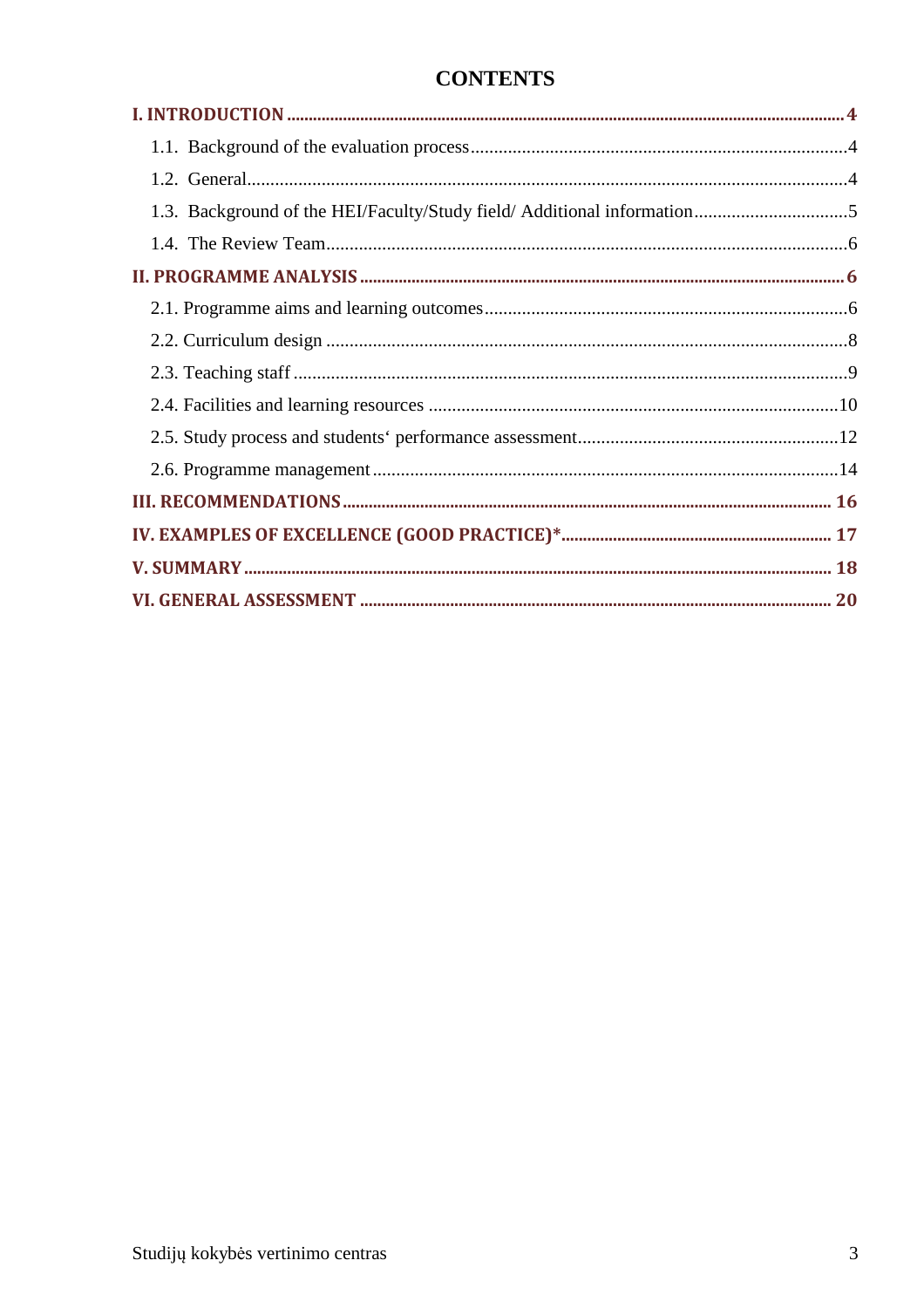# CONTENTS

**I. INTRODUCTION ... 4**

1.1. Background of the evaluation process ... 4

1.2. General ... 4

1.3. Background of the HEI/Faculty/Study field/ Additional information ... 5

1.4. The Review Team ... 6

**II. PROGRAMME ANALYSIS ... 6**

2.1. Programme aims and learning outcomes ... 6

2.2. Curriculum design ... 8

2.3. Teaching staff ... 9

2.4. Facilities and learning resources ... 10

2.5. Study process and students' performance assessment ... 12

2.6. Programme management ... 14

**III. RECOMMENDATIONS ... 16**

**IV. EXAMPLES OF EXCELLENCE (GOOD PRACTICE)* ... 17**

**V. SUMMARY ... 18**

**VI. GENERAL ASSESSMENT ... 20**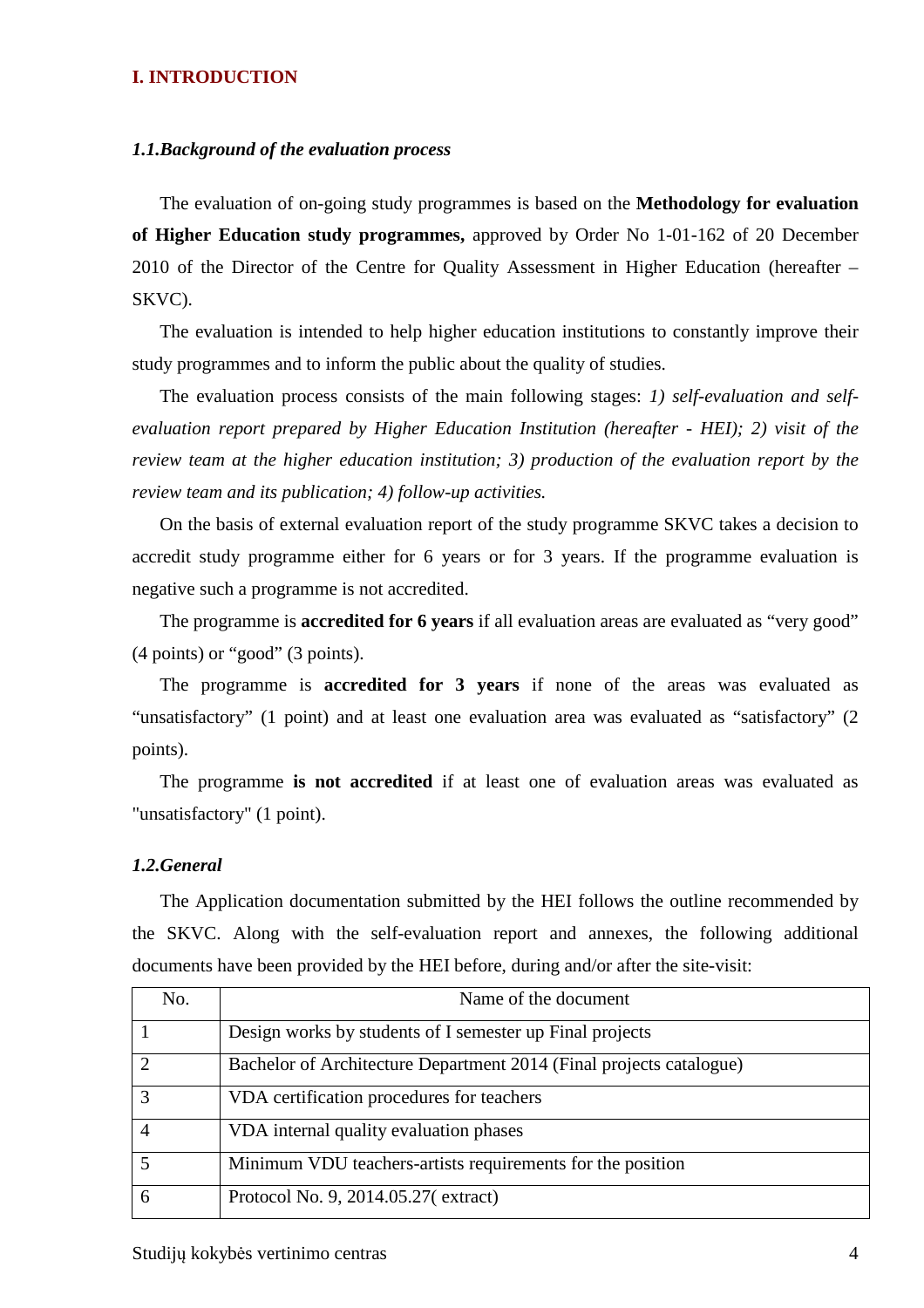# I. INTRODUCTION

### *1.1.Background of the evaluation process*

The evaluation of on-going study programmes is based on the **Methodology for evaluation of Higher Education study programmes,** approved by Order No 1-01-162 of 20 December 2010 of the Director of the Centre for Quality Assessment in Higher Education (hereafter – SKVC).

The evaluation is intended to help higher education institutions to constantly improve their study programmes and to inform the public about the quality of studies.

The evaluation process consists of the main following stages: *1) self-evaluation and self-evaluation report prepared by Higher Education Institution (hereafter - HEI); 2) visit of the review team at the higher education institution; 3) production of the evaluation report by the review team and its publication; 4) follow-up activities.*

On the basis of external evaluation report of the study programme SKVC takes a decision to accredit study programme either for 6 years or for 3 years. If the programme evaluation is negative such a programme is not accredited.

The programme is **accredited for 6 years** if all evaluation areas are evaluated as "very good" (4 points) or "good" (3 points).

The programme is **accredited for 3 years** if none of the areas was evaluated as "unsatisfactory" (1 point) and at least one evaluation area was evaluated as "satisfactory" (2 points).

The programme **is not accredited** if at least one of evaluation areas was evaluated as "unsatisfactory" (1 point).

### *1.2.General*

The Application documentation submitted by the HEI follows the outline recommended by the SKVC. Along with the self-evaluation report and annexes, the following additional documents have been provided by the HEI before, during and/or after the site-visit:

| No. | Name of the document |
|---|---|
| 1 | Design works by students of I semester up Final projects |
| 2 | Bachelor of Architecture Department 2014 (Final projects catalogue) |
| 3 | VDA certification procedures for teachers |
| 4 | VDA internal quality evaluation phases |
| 5 | Minimum VDU teachers-artists requirements for the position |
| 6 | Protocol No. 9, 2014.05.27( extract) |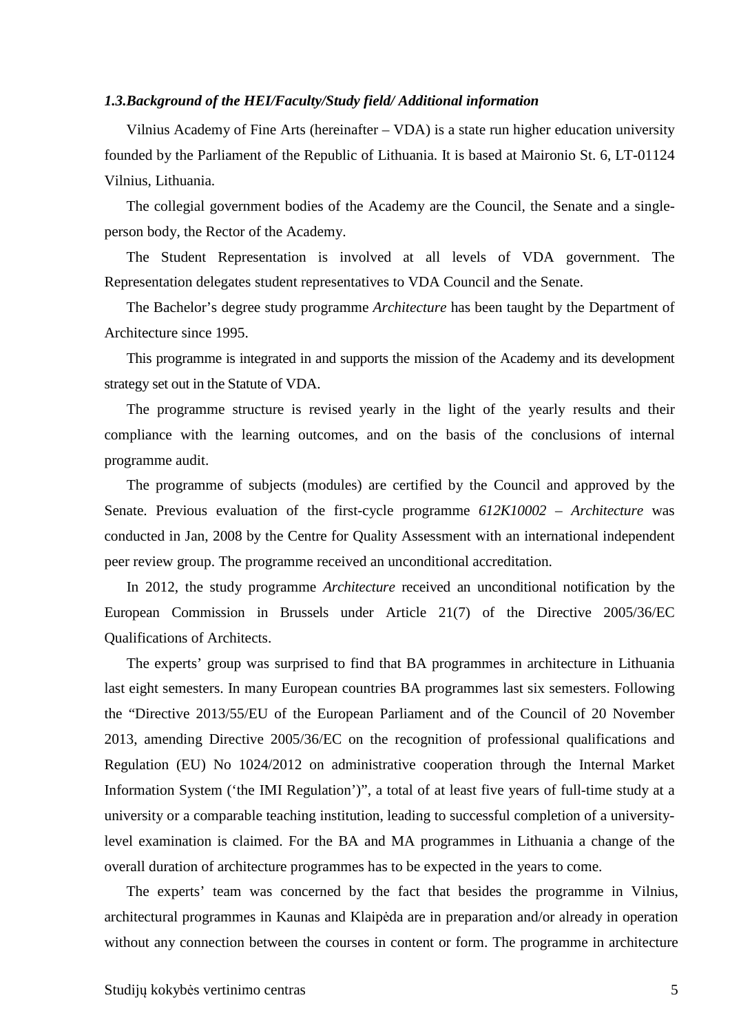### *1.3.Background of the HEI/Faculty/Study field/ Additional information*

Vilnius Academy of Fine Arts (hereinafter – VDA) is a state run higher education university founded by the Parliament of the Republic of Lithuania. It is based at Maironio St. 6, LT-01124 Vilnius, Lithuania.

The collegial government bodies of the Academy are the Council, the Senate and a single-person body, the Rector of the Academy.

The Student Representation is involved at all levels of VDA government. The Representation delegates student representatives to VDA Council and the Senate.

The Bachelor's degree study programme *Architecture* has been taught by the Department of Architecture since 1995.

This programme is integrated in and supports the mission of the Academy and its development strategy set out in the Statute of VDA.

The programme structure is revised yearly in the light of the yearly results and their compliance with the learning outcomes, and on the basis of the conclusions of internal programme audit.

The programme of subjects (modules) are certified by the Council and approved by the Senate. Previous evaluation of the first-cycle programme *612K10002 – Architecture* was conducted in Jan, 2008 by the Centre for Quality Assessment with an international independent peer review group. The programme received an unconditional accreditation.

In 2012, the study programme *Architecture* received an unconditional notification by the European Commission in Brussels under Article 21(7) of the Directive 2005/36/EC Qualifications of Architects.

The experts' group was surprised to find that BA programmes in architecture in Lithuania last eight semesters. In many European countries BA programmes last six semesters. Following the "Directive 2013/55/EU of the European Parliament and of the Council of 20 November 2013, amending Directive 2005/36/EC on the recognition of professional qualifications and Regulation (EU) No 1024/2012 on administrative cooperation through the Internal Market Information System ('the IMI Regulation')", a total of at least five years of full-time study at a university or a comparable teaching institution, leading to successful completion of a university-level examination is claimed. For the BA and MA programmes in Lithuania a change of the overall duration of architecture programmes has to be expected in the years to come.

The experts' team was concerned by the fact that besides the programme in Vilnius, architectural programmes in Kaunas and Klaipėda are in preparation and/or already in operation without any connection between the courses in content or form. The programme in architecture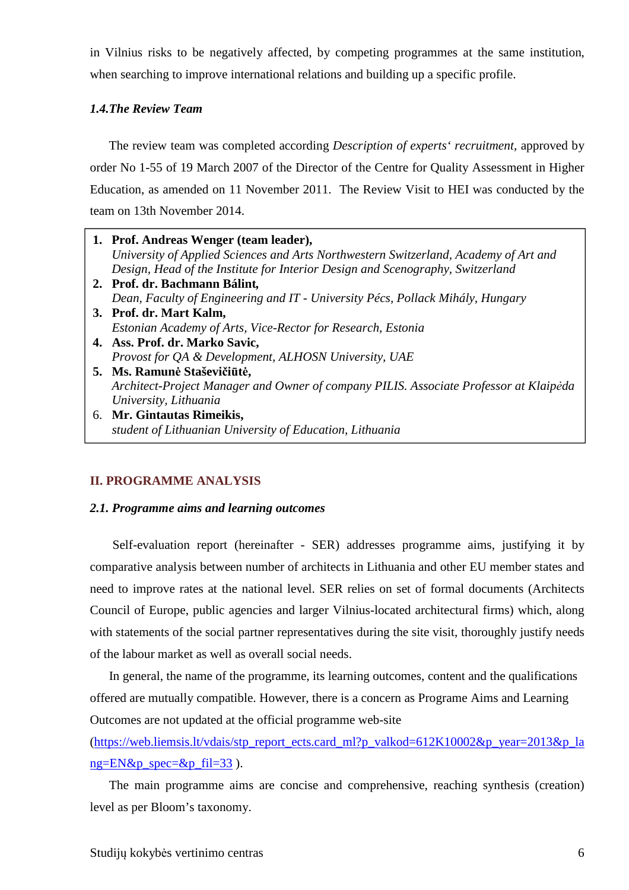in Vilnius risks to be negatively affected, by competing programmes at the same institution, when searching to improve international relations and building up a specific profile.

### *1.4.The Review Team*

The review team was completed according *Description of experts' recruitment*, approved by order No 1-55 of 19 March 2007 of the Director of the Centre for Quality Assessment in Higher Education, as amended on 11 November 2011. The Review Visit to HEI was conducted by the team on 13th November 2014.

1. **Prof. Andreas Wenger (team leader),**
   *University of Applied Sciences and Arts Northwestern Switzerland, Academy of Art and Design, Head of the Institute for Interior Design and Scenography, Switzerland*
2. **Prof. dr. Bachmann Bálint,**
   *Dean, Faculty of Engineering and IT - University Pécs, Pollack Mihály, Hungary*
3. **Prof. dr. Mart Kalm,**
   *Estonian Academy of Arts, Vice-Rector for Research, Estonia*
4. **Ass. Prof. dr. Marko Savic,**
   *Provost for QA & Development, ALHOSN University, UAE*
5. **Ms. Ramunė Staševičiūtė,**
   *Architect-Project Manager and Owner of company PILIS. Associate Professor at Klaipėda University, Lithuania*
6. **Mr. Gintautas Rimeikis,**
   *student of Lithuanian University of Education, Lithuania*

## II. PROGRAMME ANALYSIS

### *2.1. Programme aims and learning outcomes*

Self-evaluation report (hereinafter - SER) addresses programme aims, justifying it by comparative analysis between number of architects in Lithuania and other EU member states and need to improve rates at the national level. SER relies on set of formal documents (Architects Council of Europe, public agencies and larger Vilnius-located architectural firms) which, along with statements of the social partner representatives during the site visit, thoroughly justify needs of the labour market as well as overall social needs.

In general, the name of the programme, its learning outcomes, content and the qualifications offered are mutually compatible. However, there is a concern as Programe Aims and Learning Outcomes are not updated at the official programme web-site (https://web.liemsis.lt/vdais/stp_report_ects.card_ml?p_valkod=612K10002&p_year=2013&p_lang=EN&p_spec=&p_fil=33 ).

The main programme aims are concise and comprehensive, reaching synthesis (creation) level as per Bloom's taxonomy.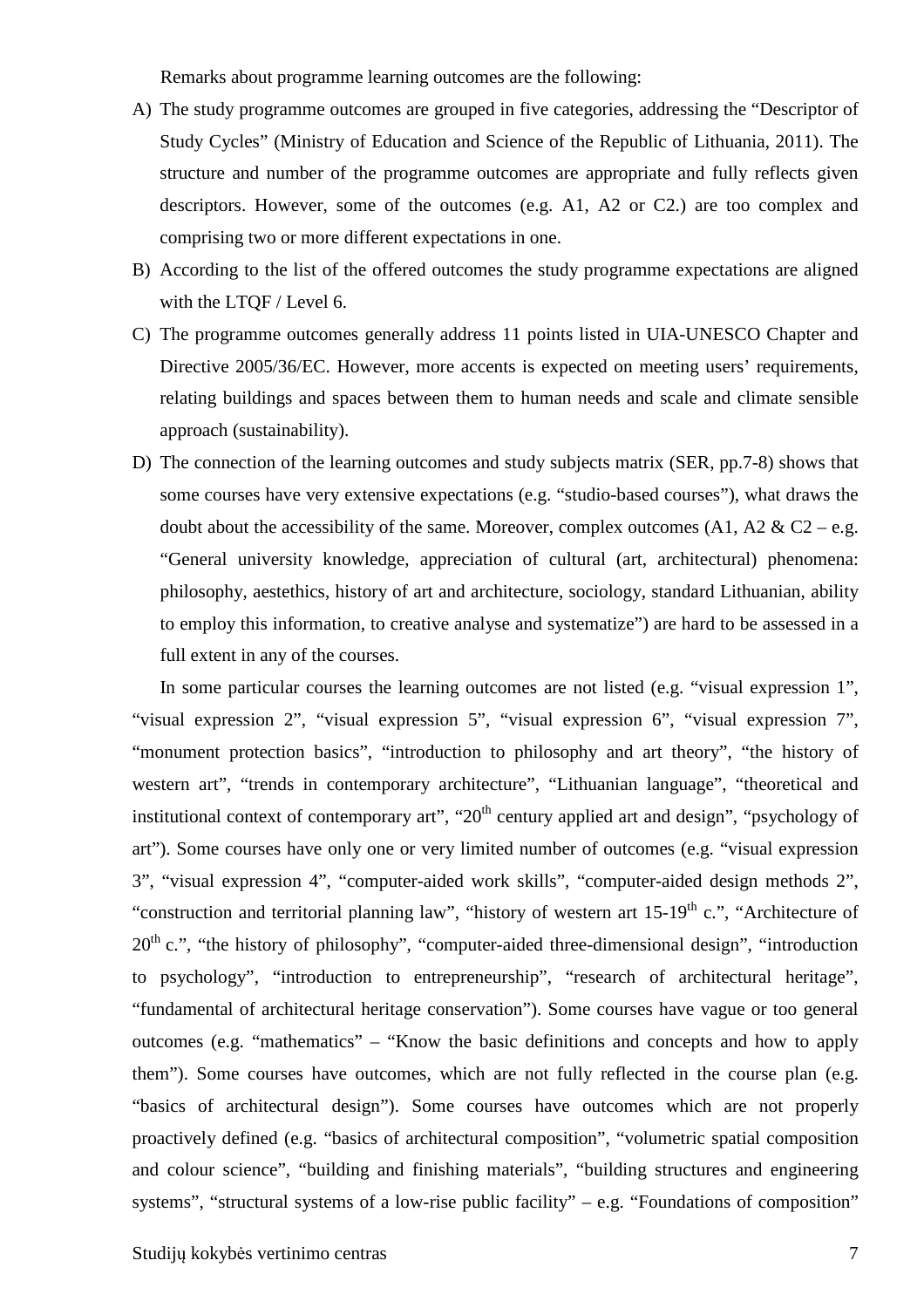Remarks about programme learning outcomes are the following:

A) The study programme outcomes are grouped in five categories, addressing the "Descriptor of Study Cycles" (Ministry of Education and Science of the Republic of Lithuania, 2011). The structure and number of the programme outcomes are appropriate and fully reflects given descriptors. However, some of the outcomes (e.g. A1, A2 or C2.) are too complex and comprising two or more different expectations in one.

B) According to the list of the offered outcomes the study programme expectations are aligned with the LTQF / Level 6.

C) The programme outcomes generally address 11 points listed in UIA-UNESCO Chapter and Directive 2005/36/EC. However, more accents is expected on meeting users' requirements, relating buildings and spaces between them to human needs and scale and climate sensible approach (sustainability).

D) The connection of the learning outcomes and study subjects matrix (SER, pp.7-8) shows that some courses have very extensive expectations (e.g. "studio-based courses"), what draws the doubt about the accessibility of the same. Moreover, complex outcomes (A1, A2 & C2 – e.g. "General university knowledge, appreciation of cultural (art, architectural) phenomena: philosophy, aestethics, history of art and architecture, sociology, standard Lithuanian, ability to employ this information, to creative analyse and systematize") are hard to be assessed in a full extent in any of the courses.

In some particular courses the learning outcomes are not listed (e.g. "visual expression 1", "visual expression 2", "visual expression 5", "visual expression 6", "visual expression 7", "monument protection basics", "introduction to philosophy and art theory", "the history of western art", "trends in contemporary architecture", "Lithuanian language", "theoretical and institutional context of contemporary art", "20th century applied art and design", "psychology of art"). Some courses have only one or very limited number of outcomes (e.g. "visual expression 3", "visual expression 4", "computer-aided work skills", "computer-aided design methods 2", "construction and territorial planning law", "history of western art 15-19th c.", "Architecture of 20th c.", "the history of philosophy", "computer-aided three-dimensional design", "introduction to psychology", "introduction to entrepreneurship", "research of architectural heritage", "fundamental of architectural heritage conservation"). Some courses have vague or too general outcomes (e.g. "mathematics" – "Know the basic definitions and concepts and how to apply them"). Some courses have outcomes, which are not fully reflected in the course plan (e.g. "basics of architectural design"). Some courses have outcomes which are not properly proactively defined (e.g. "basics of architectural composition", "volumetric spatial composition and colour science", "building and finishing materials", "building structures and engineering systems", "structural systems of a low-rise public facility" – e.g. "Foundations of composition"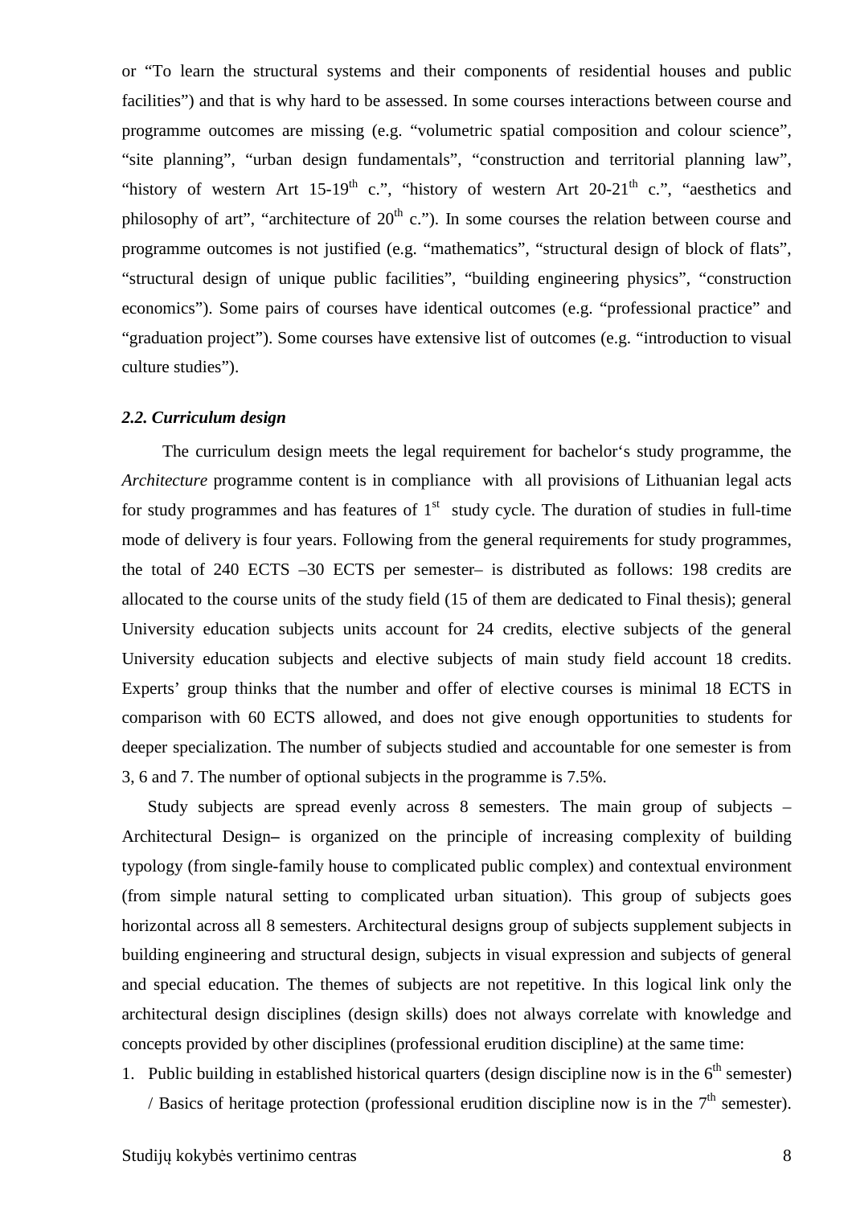or "To learn the structural systems and their components of residential houses and public facilities") and that is why hard to be assessed. In some courses interactions between course and programme outcomes are missing (e.g. "volumetric spatial composition and colour science", "site planning", "urban design fundamentals", "construction and territorial planning law", "history of western Art 15-19th c.", "history of western Art 20-21th c.", "aesthetics and philosophy of art", "architecture of 20th c."). In some courses the relation between course and programme outcomes is not justified (e.g. "mathematics", "structural design of block of flats", "structural design of unique public facilities", "building engineering physics", "construction economics"). Some pairs of courses have identical outcomes (e.g. "professional practice" and "graduation project"). Some courses have extensive list of outcomes (e.g. "introduction to visual culture studies").

### *2.2. Curriculum design*

The curriculum design meets the legal requirement for bachelor‘s study programme, the *Architecture* programme content is in compliance with all provisions of Lithuanian legal acts for study programmes and has features of 1st study cycle. The duration of studies in full-time mode of delivery is four years. Following from the general requirements for study programmes, the total of 240 ECTS –30 ECTS per semester– is distributed as follows: 198 credits are allocated to the course units of the study field (15 of them are dedicated to Final thesis); general University education subjects units account for 24 credits, elective subjects of the general University education subjects and elective subjects of main study field account 18 credits. Experts' group thinks that the number and offer of elective courses is minimal 18 ECTS in comparison with 60 ECTS allowed, and does not give enough opportunities to students for deeper specialization. The number of subjects studied and accountable for one semester is from 3, 6 and 7. The number of optional subjects in the programme is 7.5%.

Study subjects are spread evenly across 8 semesters. The main group of subjects – Architectural Design**–** is organized on the principle of increasing complexity of building typology (from single-family house to complicated public complex) and contextual environment (from simple natural setting to complicated urban situation). This group of subjects goes horizontal across all 8 semesters. Architectural designs group of subjects supplement subjects in building engineering and structural design, subjects in visual expression and subjects of general and special education. The themes of subjects are not repetitive. In this logical link only the architectural design disciplines (design skills) does not always correlate with knowledge and concepts provided by other disciplines (professional erudition discipline) at the same time:

1. Public building in established historical quarters (design discipline now is in the 6th semester) / Basics of heritage protection (professional erudition discipline now is in the 7th semester).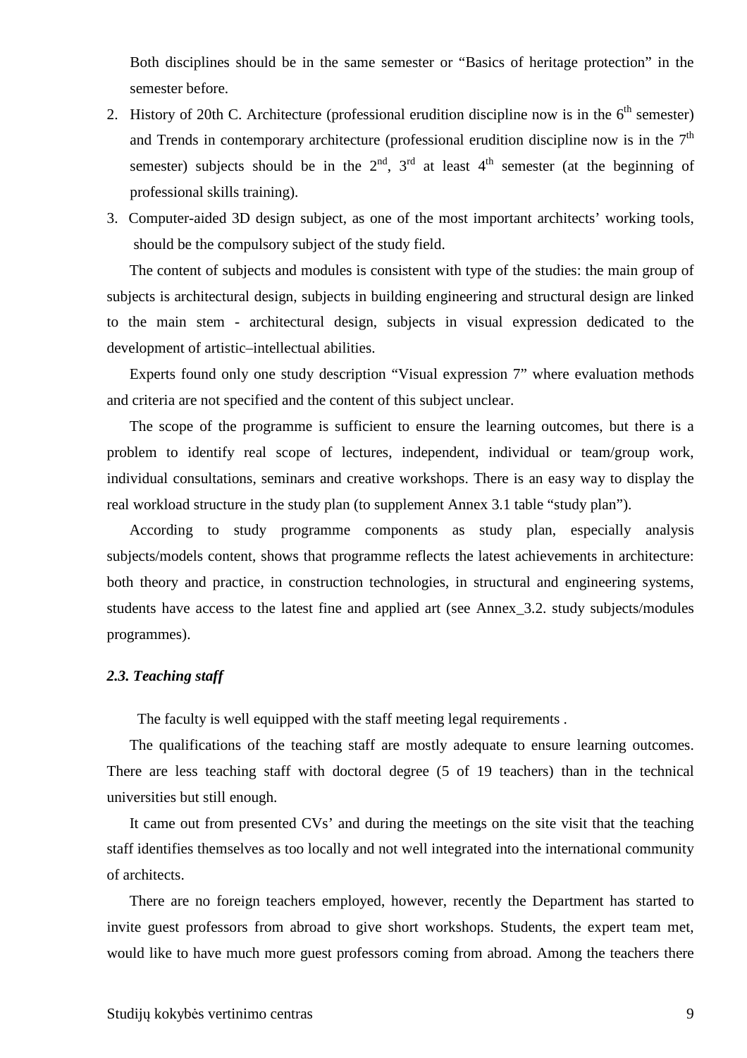Both disciplines should be in the same semester or "Basics of heritage protection" in the semester before.

2. History of 20th C. Architecture (professional erudition discipline now is in the $6^{th}$ semester) and Trends in contemporary architecture (professional erudition discipline now is in the $7^{th}$ semester) subjects should be in the $2^{nd}$, $3^{rd}$ at least $4^{th}$ semester (at the beginning of professional skills training).
3. Computer-aided 3D design subject, as one of the most important architects' working tools, should be the compulsory subject of the study field.

The content of subjects and modules is consistent with type of the studies: the main group of subjects is architectural design, subjects in building engineering and structural design are linked to the main stem - architectural design, subjects in visual expression dedicated to the development of artistic–intellectual abilities.

Experts found only one study description "Visual expression 7" where evaluation methods and criteria are not specified and the content of this subject unclear.

The scope of the programme is sufficient to ensure the learning outcomes, but there is a problem to identify real scope of lectures, independent, individual or team/group work, individual consultations, seminars and creative workshops. There is an easy way to display the real workload structure in the study plan (to supplement Annex 3.1 table "study plan").

According to study programme components as study plan, especially analysis subjects/models content, shows that programme reflects the latest achievements in architecture: both theory and practice, in construction technologies, in structural and engineering systems, students have access to the latest fine and applied art (see Annex_3.2. study subjects/modules programmes).

### *2.3. Teaching staff*

The faculty is well equipped with the staff meeting legal requirements .

The qualifications of the teaching staff are mostly adequate to ensure learning outcomes. There are less teaching staff with doctoral degree (5 of 19 teachers) than in the technical universities but still enough.

It came out from presented CVs' and during the meetings on the site visit that the teaching staff identifies themselves as too locally and not well integrated into the international community of architects.

There are no foreign teachers employed, however, recently the Department has started to invite guest professors from abroad to give short workshops. Students, the expert team met, would like to have much more guest professors coming from abroad. Among the teachers there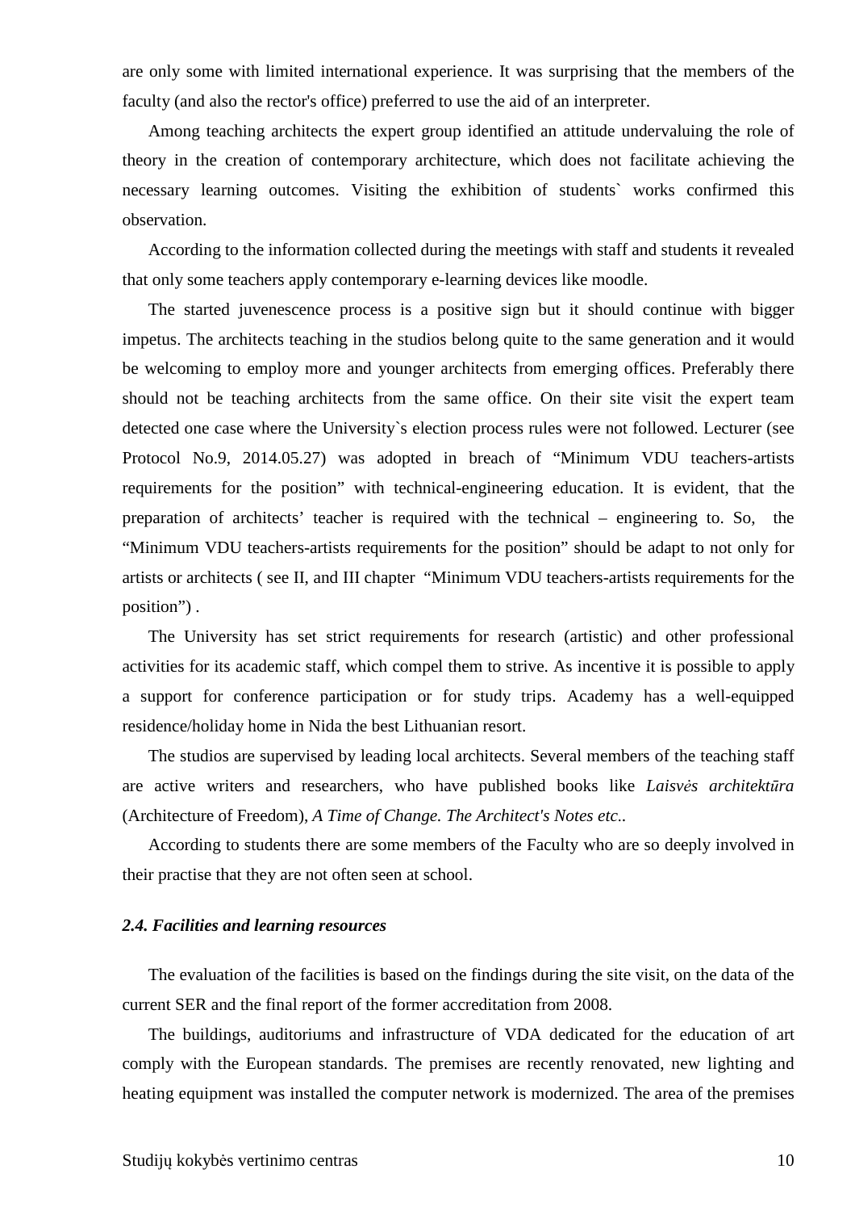are only some with limited international experience. It was surprising that the members of the faculty (and also the rector's office) preferred to use the aid of an interpreter.

Among teaching architects the expert group identified an attitude undervaluing the role of theory in the creation of contemporary architecture, which does not facilitate achieving the necessary learning outcomes. Visiting the exhibition of students` works confirmed this observation.

According to the information collected during the meetings with staff and students it revealed that only some teachers apply contemporary e-learning devices like moodle.

The started juvenescence process is a positive sign but it should continue with bigger impetus. The architects teaching in the studios belong quite to the same generation and it would be welcoming to employ more and younger architects from emerging offices. Preferably there should not be teaching architects from the same office. On their site visit the expert team detected one case where the University`s election process rules were not followed. Lecturer (see Protocol No.9, 2014.05.27) was adopted in breach of "Minimum VDU teachers-artists requirements for the position" with technical-engineering education. It is evident, that the preparation of architects' teacher is required with the technical – engineering to. So, the "Minimum VDU teachers-artists requirements for the position" should be adapt to not only for artists or architects ( see II, and III chapter "Minimum VDU teachers-artists requirements for the position") .

The University has set strict requirements for research (artistic) and other professional activities for its academic staff, which compel them to strive. As incentive it is possible to apply a support for conference participation or for study trips. Academy has a well-equipped residence/holiday home in Nida the best Lithuanian resort.

The studios are supervised by leading local architects. Several members of the teaching staff are active writers and researchers, who have published books like *Laisvės architektūra* (Architecture of Freedom), *A Time of Change. The Architect's Notes etc..*

According to students there are some members of the Faculty who are so deeply involved in their practise that they are not often seen at school.

### *2.4. Facilities and learning resources*

The evaluation of the facilities is based on the findings during the site visit, on the data of the current SER and the final report of the former accreditation from 2008.

The buildings, auditoriums and infrastructure of VDA dedicated for the education of art comply with the European standards. The premises are recently renovated, new lighting and heating equipment was installed the computer network is modernized. The area of the premises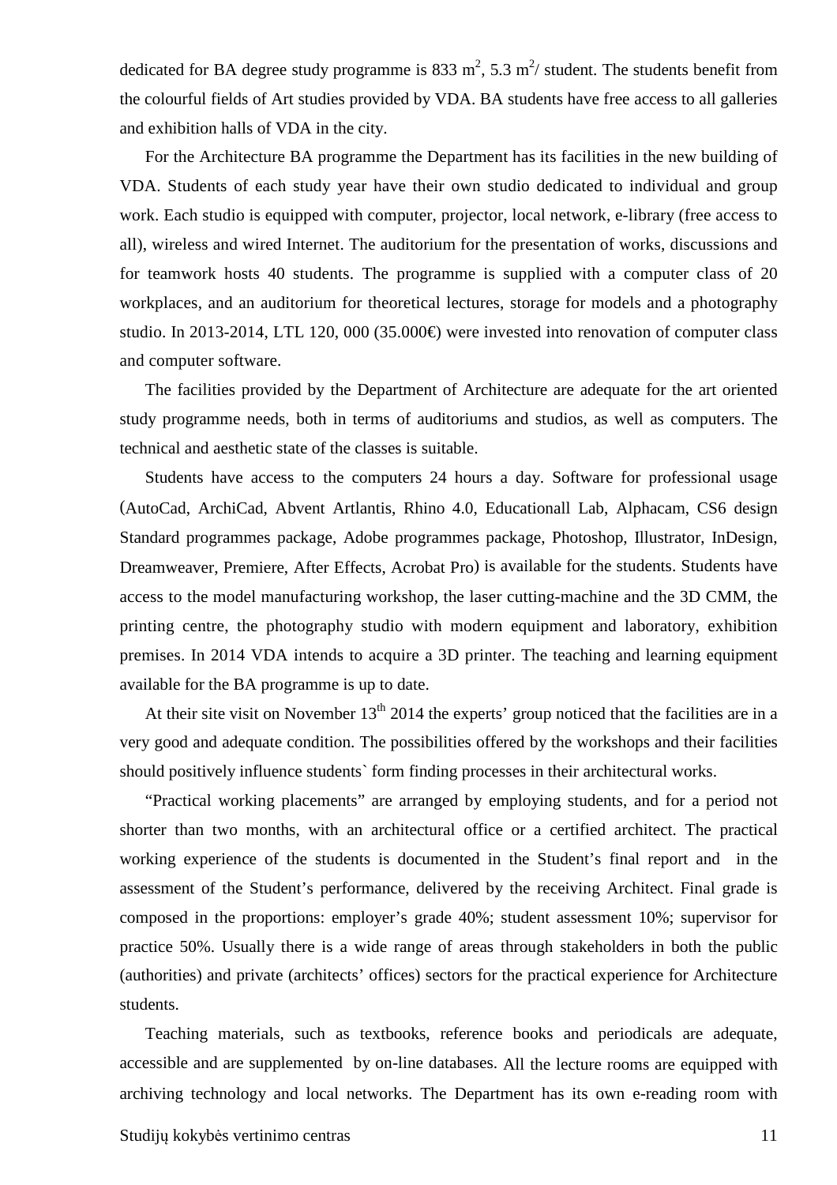dedicated for BA degree study programme is 833 $m^2$, 5.3 $m^2$/ student. The students benefit from the colourful fields of Art studies provided by VDA. BA students have free access to all galleries and exhibition halls of VDA in the city.

For the Architecture BA programme the Department has its facilities in the new building of VDA. Students of each study year have their own studio dedicated to individual and group work. Each studio is equipped with computer, projector, local network, e-library (free access to all), wireless and wired Internet. The auditorium for the presentation of works, discussions and for teamwork hosts 40 students. The programme is supplied with a computer class of 20 workplaces, and an auditorium for theoretical lectures, storage for models and a photography studio. In 2013-2014, LTL 120, 000 (35.000€) were invested into renovation of computer class and computer software.

The facilities provided by the Department of Architecture are adequate for the art oriented study programme needs, both in terms of auditoriums and studios, as well as computers. The technical and aesthetic state of the classes is suitable.

Students have access to the computers 24 hours a day. Software for professional usage (AutoCad, ArchiCad, Abvent Artlantis, Rhino 4.0, Educationall Lab, Alphacam, CS6 design Standard programmes package, Adobe programmes package, Photoshop, Illustrator, InDesign, Dreamweaver, Premiere, After Effects, Acrobat Pro) is available for the students. Students have access to the model manufacturing workshop, the laser cutting-machine and the 3D CMM, the printing centre, the photography studio with modern equipment and laboratory, exhibition premises. In 2014 VDA intends to acquire a 3D printer. The teaching and learning equipment available for the BA programme is up to date.

At their site visit on November 13th 2014 the experts' group noticed that the facilities are in a very good and adequate condition. The possibilities offered by the workshops and their facilities should positively influence students` form finding processes in their architectural works.

"Practical working placements" are arranged by employing students, and for a period not shorter than two months, with an architectural office or a certified architect. The practical working experience of the students is documented in the Student's final report and in the assessment of the Student's performance, delivered by the receiving Architect. Final grade is composed in the proportions: employer's grade 40%; student assessment 10%; supervisor for practice 50%. Usually there is a wide range of areas through stakeholders in both the public (authorities) and private (architects' offices) sectors for the practical experience for Architecture students.

Teaching materials, such as textbooks, reference books and periodicals are adequate, accessible and are supplemented by on-line databases. All the lecture rooms are equipped with archiving technology and local networks. The Department has its own e-reading room with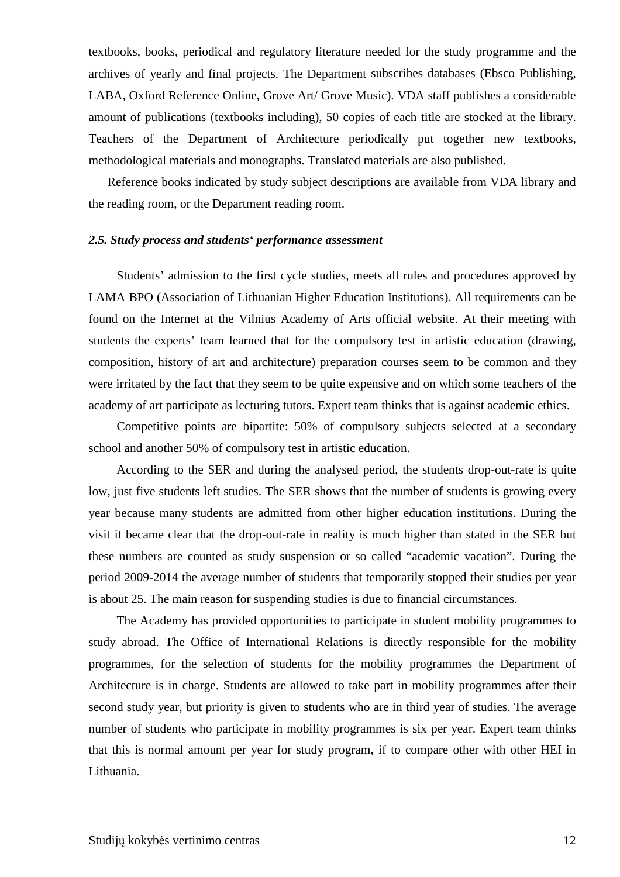textbooks, books, periodical and regulatory literature needed for the study programme and the archives of yearly and final projects. The Department subscribes databases (Ebsco Publishing, LABA, Oxford Reference Online, Grove Art/ Grove Music). VDA staff publishes a considerable amount of publications (textbooks including), 50 copies of each title are stocked at the library. Teachers of the Department of Architecture periodically put together new textbooks, methodological materials and monographs. Translated materials are also published.

Reference books indicated by study subject descriptions are available from VDA library and the reading room, or the Department reading room.

### *2.5. Study process and students‘ performance assessment*

Students' admission to the first cycle studies, meets all rules and procedures approved by LAMA BPO (Association of Lithuanian Higher Education Institutions). All requirements can be found on the Internet at the Vilnius Academy of Arts official website. At their meeting with students the experts' team learned that for the compulsory test in artistic education (drawing, composition, history of art and architecture) preparation courses seem to be common and they were irritated by the fact that they seem to be quite expensive and on which some teachers of the academy of art participate as lecturing tutors. Expert team thinks that is against academic ethics.

Competitive points are bipartite: 50% of compulsory subjects selected at a secondary school and another 50% of compulsory test in artistic education.

According to the SER and during the analysed period, the students drop-out-rate is quite low, just five students left studies. The SER shows that the number of students is growing every year because many students are admitted from other higher education institutions. During the visit it became clear that the drop-out-rate in reality is much higher than stated in the SER but these numbers are counted as study suspension or so called "academic vacation". During the period 2009-2014 the average number of students that temporarily stopped their studies per year is about 25. The main reason for suspending studies is due to financial circumstances.

The Academy has provided opportunities to participate in student mobility programmes to study abroad. The Office of International Relations is directly responsible for the mobility programmes, for the selection of students for the mobility programmes the Department of Architecture is in charge. Students are allowed to take part in mobility programmes after their second study year, but priority is given to students who are in third year of studies. The average number of students who participate in mobility programmes is six per year. Expert team thinks that this is normal amount per year for study program, if to compare other with other HEI in Lithuania.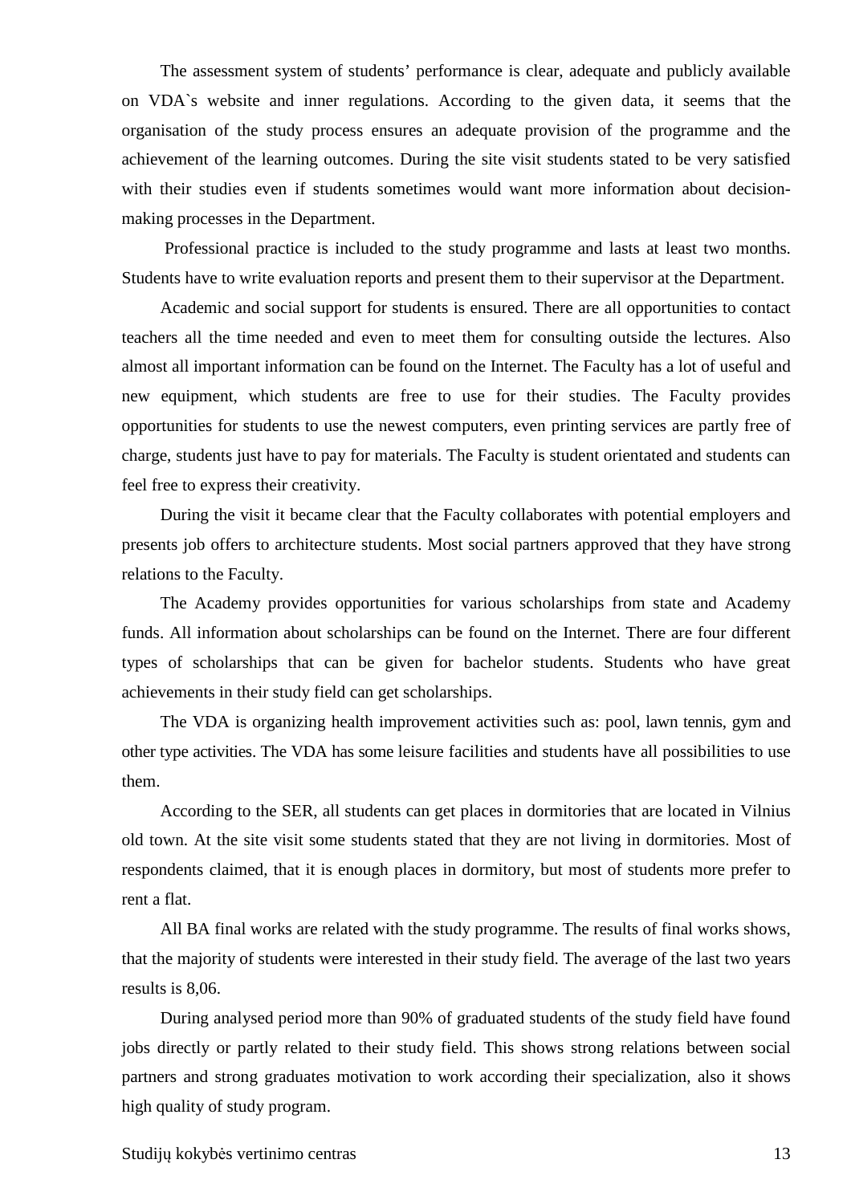The assessment system of students' performance is clear, adequate and publicly available on VDA`s website and inner regulations. According to the given data, it seems that the organisation of the study process ensures an adequate provision of the programme and the achievement of the learning outcomes. During the site visit students stated to be very satisfied with their studies even if students sometimes would want more information about decision-making processes in the Department.

Professional practice is included to the study programme and lasts at least two months. Students have to write evaluation reports and present them to their supervisor at the Department.

Academic and social support for students is ensured. There are all opportunities to contact teachers all the time needed and even to meet them for consulting outside the lectures. Also almost all important information can be found on the Internet. The Faculty has a lot of useful and new equipment, which students are free to use for their studies. The Faculty provides opportunities for students to use the newest computers, even printing services are partly free of charge, students just have to pay for materials. The Faculty is student orientated and students can feel free to express their creativity.

During the visit it became clear that the Faculty collaborates with potential employers and presents job offers to architecture students. Most social partners approved that they have strong relations to the Faculty.

The Academy provides opportunities for various scholarships from state and Academy funds. All information about scholarships can be found on the Internet. There are four different types of scholarships that can be given for bachelor students. Students who have great achievements in their study field can get scholarships.

The VDA is organizing health improvement activities such as: pool, lawn tennis, gym and other type activities. The VDA has some leisure facilities and students have all possibilities to use them.

According to the SER, all students can get places in dormitories that are located in Vilnius old town. At the site visit some students stated that they are not living in dormitories. Most of respondents claimed, that it is enough places in dormitory, but most of students more prefer to rent a flat.

All BA final works are related with the study programme. The results of final works shows, that the majority of students were interested in their study field. The average of the last two years results is 8,06.

During analysed period more than 90% of graduated students of the study field have found jobs directly or partly related to their study field. This shows strong relations between social partners and strong graduates motivation to work according their specialization, also it shows high quality of study program.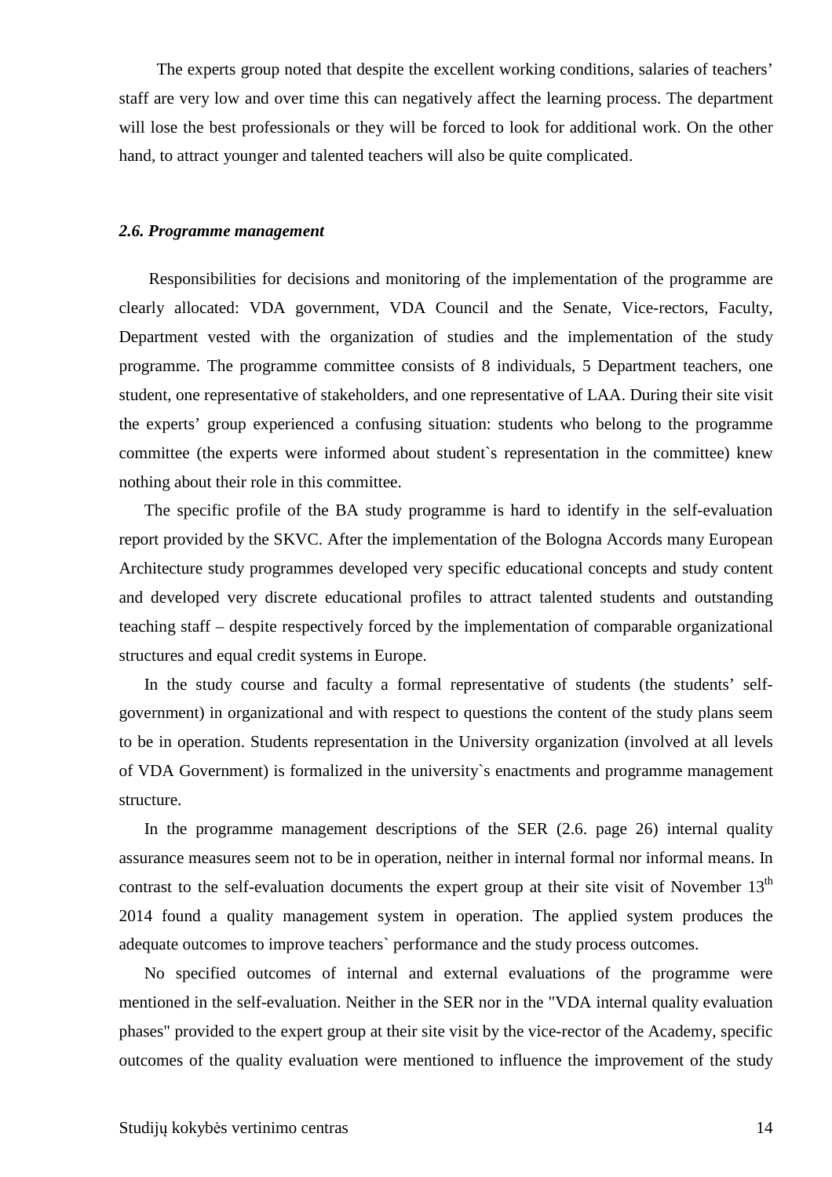The experts group noted that despite the excellent working conditions, salaries of teachers' staff are very low and over time this can negatively affect the learning process. The department will lose the best professionals or they will be forced to look for additional work. On the other hand, to attract younger and talented teachers will also be quite complicated.

### *2.6. Programme management*

Responsibilities for decisions and monitoring of the implementation of the programme are clearly allocated: VDA government, VDA Council and the Senate, Vice-rectors, Faculty, Department vested with the organization of studies and the implementation of the study programme. The programme committee consists of 8 individuals, 5 Department teachers, one student, one representative of stakeholders, and one representative of LAA. During their site visit the experts' group experienced a confusing situation: students who belong to the programme committee (the experts were informed about student`s representation in the committee) knew nothing about their role in this committee.

The specific profile of the BA study programme is hard to identify in the self-evaluation report provided by the SKVC. After the implementation of the Bologna Accords many European Architecture study programmes developed very specific educational concepts and study content and developed very discrete educational profiles to attract talented students and outstanding teaching staff – despite respectively forced by the implementation of comparable organizational structures and equal credit systems in Europe.

In the study course and faculty a formal representative of students (the students' self-government) in organizational and with respect to questions the content of the study plans seem to be in operation. Students representation in the University organization (involved at all levels of VDA Government) is formalized in the university`s enactments and programme management structure.

In the programme management descriptions of the SER (2.6. page 26) internal quality assurance measures seem not to be in operation, neither in internal formal nor informal means. In contrast to the self-evaluation documents the expert group at their site visit of November 13th 2014 found a quality management system in operation. The applied system produces the adequate outcomes to improve teachers` performance and the study process outcomes.

No specified outcomes of internal and external evaluations of the programme were mentioned in the self-evaluation. Neither in the SER nor in the "VDA internal quality evaluation phases" provided to the expert group at their site visit by the vice-rector of the Academy, specific outcomes of the quality evaluation were mentioned to influence the improvement of the study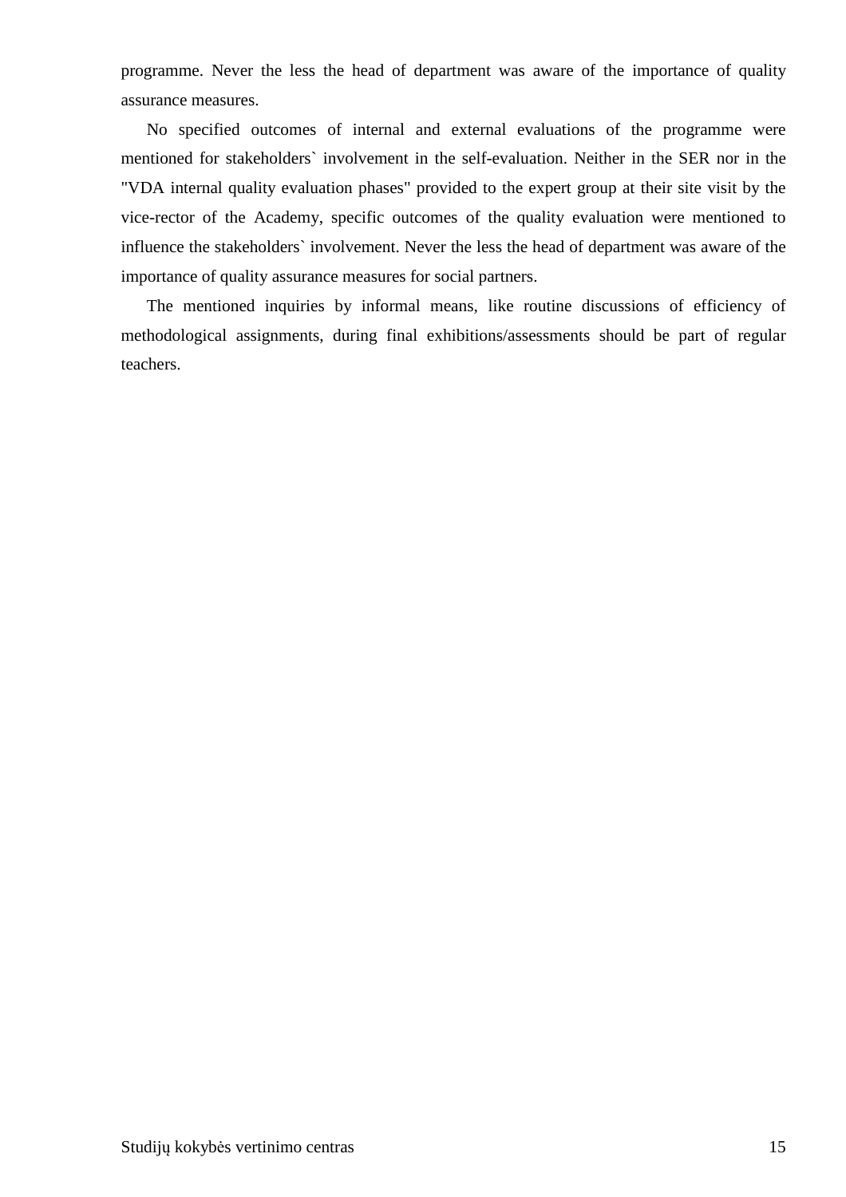programme. Never the less the head of department was aware of the importance of quality assurance measures.

No specified outcomes of internal and external evaluations of the programme were mentioned for stakeholders` involvement in the self-evaluation. Neither in the SER nor in the "VDA internal quality evaluation phases" provided to the expert group at their site visit by the vice-rector of the Academy, specific outcomes of the quality evaluation were mentioned to influence the stakeholders` involvement. Never the less the head of department was aware of the importance of quality assurance measures for social partners.

The mentioned inquiries by informal means, like routine discussions of efficiency of methodological assignments, during final exhibitions/assessments should be part of regular teachers.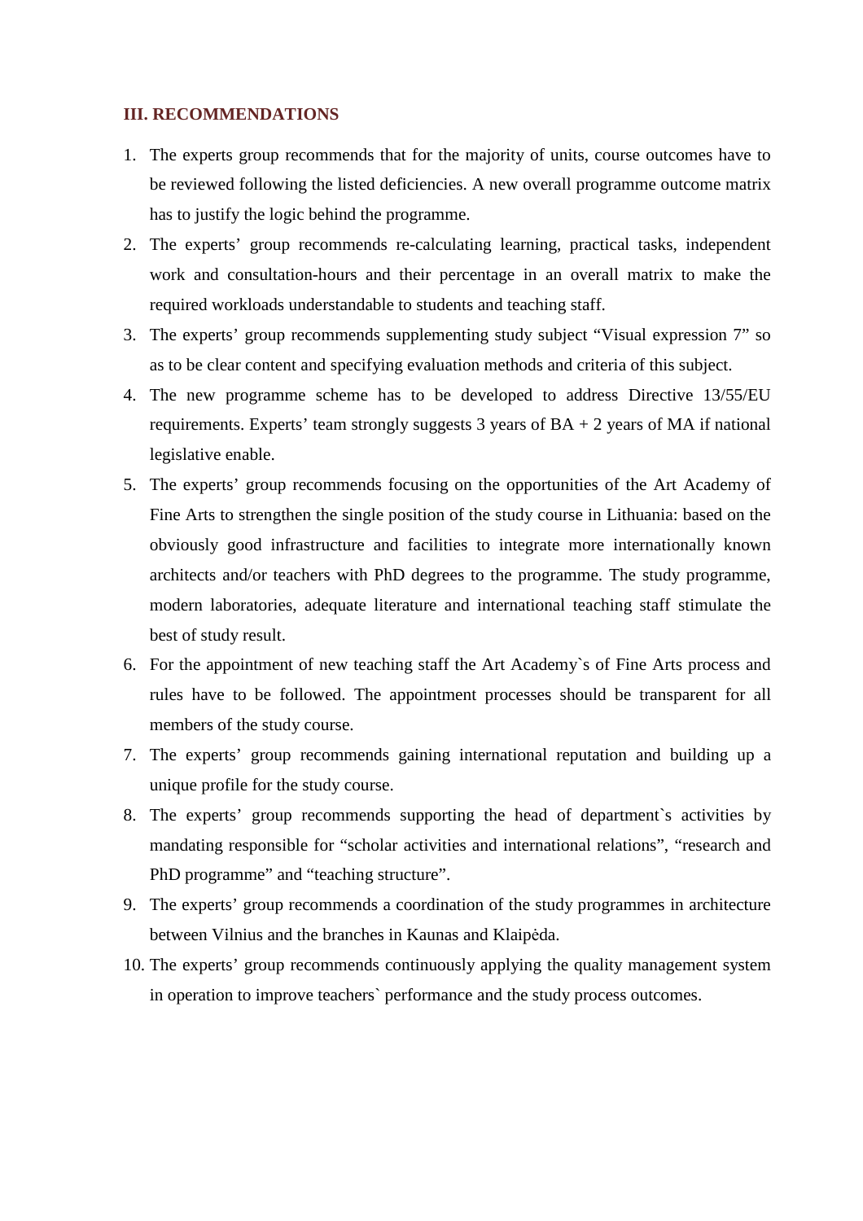## III. RECOMMENDATIONS

1. The experts group recommends that for the majority of units, course outcomes have to be reviewed following the listed deficiencies. A new overall programme outcome matrix has to justify the logic behind the programme.
2. The experts' group recommends re-calculating learning, practical tasks, independent work and consultation-hours and their percentage in an overall matrix to make the required workloads understandable to students and teaching staff.
3. The experts' group recommends supplementing study subject "Visual expression 7" so as to be clear content and specifying evaluation methods and criteria of this subject.
4. The new programme scheme has to be developed to address Directive 13/55/EU requirements. Experts' team strongly suggests 3 years of BA + 2 years of MA if national legislative enable.
5. The experts' group recommends focusing on the opportunities of the Art Academy of Fine Arts to strengthen the single position of the study course in Lithuania: based on the obviously good infrastructure and facilities to integrate more internationally known architects and/or teachers with PhD degrees to the programme. The study programme, modern laboratories, adequate literature and international teaching staff stimulate the best of study result.
6. For the appointment of new teaching staff the Art Academy`s of Fine Arts process and rules have to be followed. The appointment processes should be transparent for all members of the study course.
7. The experts' group recommends gaining international reputation and building up a unique profile for the study course.
8. The experts' group recommends supporting the head of department`s activities by mandating responsible for "scholar activities and international relations", "research and PhD programme" and "teaching structure".
9. The experts' group recommends a coordination of the study programmes in architecture between Vilnius and the branches in Kaunas and Klaipėda.
10. The experts' group recommends continuously applying the quality management system in operation to improve teachers` performance and the study process outcomes.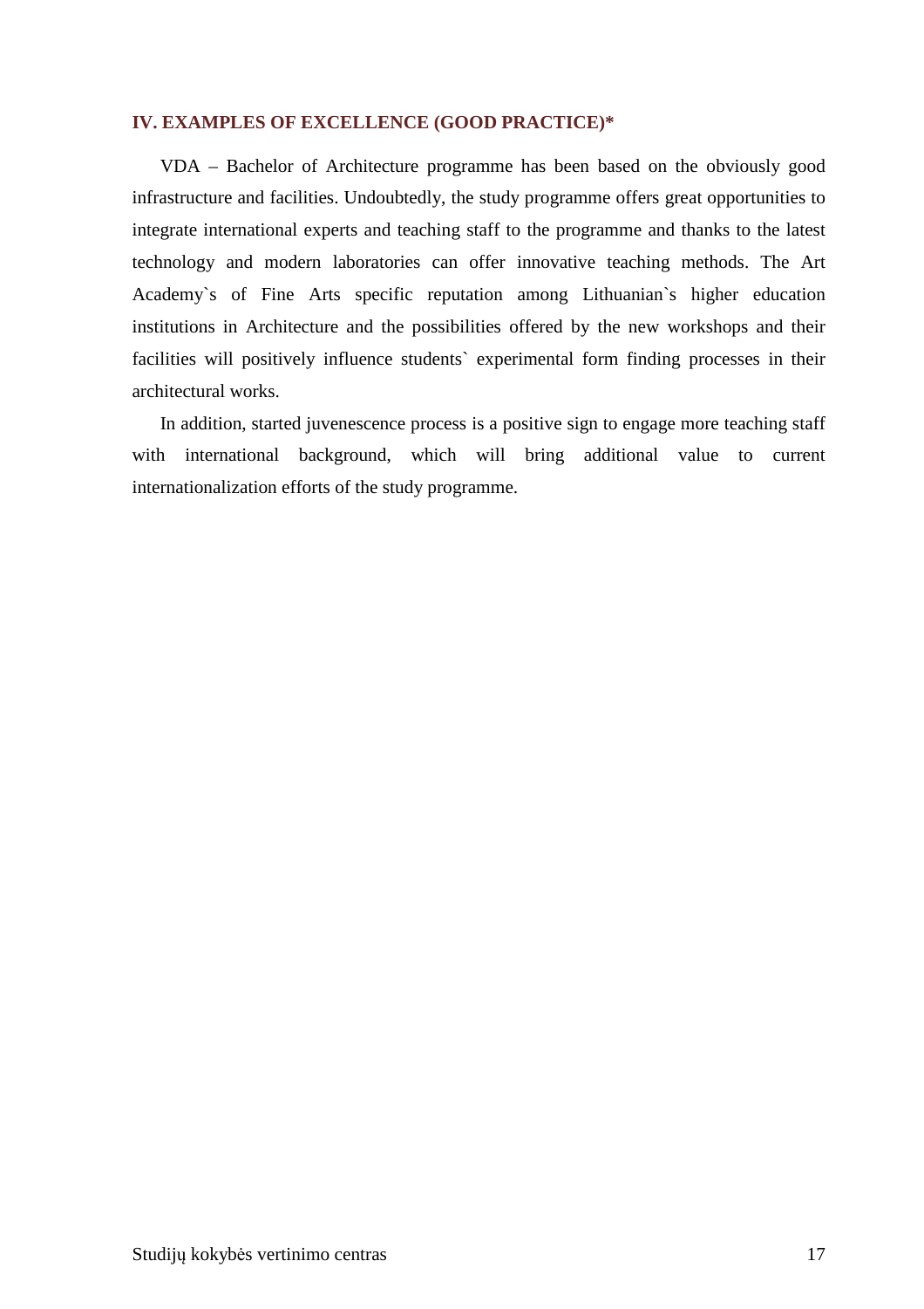## IV. EXAMPLES OF EXCELLENCE (GOOD PRACTICE)*

VDA – Bachelor of Architecture programme has been based on the obviously good infrastructure and facilities. Undoubtedly, the study programme offers great opportunities to integrate international experts and teaching staff to the programme and thanks to the latest technology and modern laboratories can offer innovative teaching methods. The Art Academy`s of Fine Arts specific reputation among Lithuanian`s higher education institutions in Architecture and the possibilities offered by the new workshops and their facilities will positively influence students` experimental form finding processes in their architectural works.

In addition, started juvenescence process is a positive sign to engage more teaching staff with international background, which will bring additional value to current internationalization efforts of the study programme.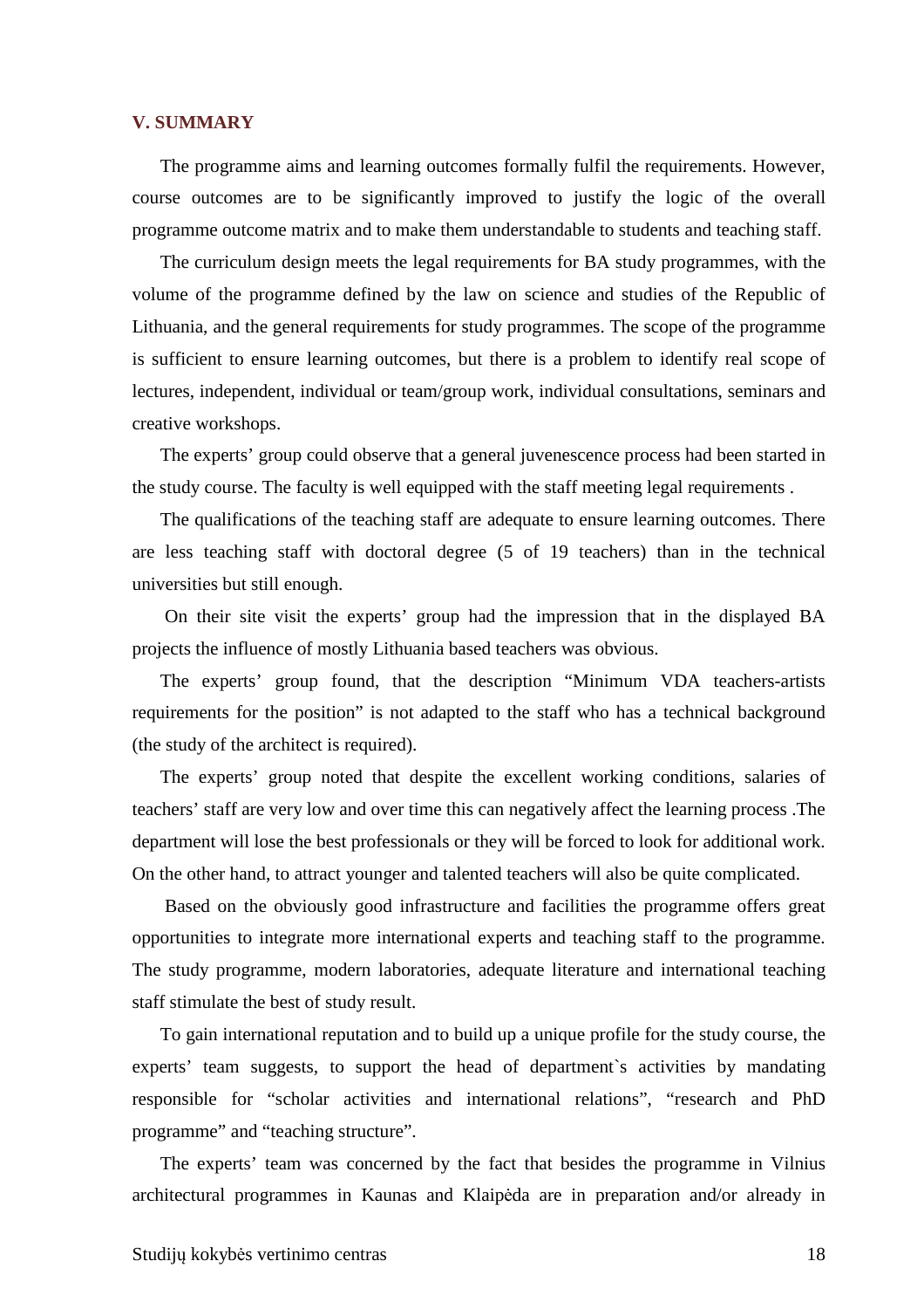## V. SUMMARY

The programme aims and learning outcomes formally fulfil the requirements. However, course outcomes are to be significantly improved to justify the logic of the overall programme outcome matrix and to make them understandable to students and teaching staff.

The curriculum design meets the legal requirements for BA study programmes, with the volume of the programme defined by the law on science and studies of the Republic of Lithuania, and the general requirements for study programmes. The scope of the programme is sufficient to ensure learning outcomes, but there is a problem to identify real scope of lectures, independent, individual or team/group work, individual consultations, seminars and creative workshops.

The experts' group could observe that a general juvenescence process had been started in the study course. The faculty is well equipped with the staff meeting legal requirements .

The qualifications of the teaching staff are adequate to ensure learning outcomes. There are less teaching staff with doctoral degree (5 of 19 teachers) than in the technical universities but still enough.

On their site visit the experts' group had the impression that in the displayed BA projects the influence of mostly Lithuania based teachers was obvious.

The experts' group found, that the description "Minimum VDA teachers-artists requirements for the position" is not adapted to the staff who has a technical background (the study of the architect is required).

The experts' group noted that despite the excellent working conditions, salaries of teachers' staff are very low and over time this can negatively affect the learning process .The department will lose the best professionals or they will be forced to look for additional work. On the other hand, to attract younger and talented teachers will also be quite complicated.

Based on the obviously good infrastructure and facilities the programme offers great opportunities to integrate more international experts and teaching staff to the programme. The study programme, modern laboratories, adequate literature and international teaching staff stimulate the best of study result.

To gain international reputation and to build up a unique profile for the study course, the experts' team suggests, to support the head of department`s activities by mandating responsible for "scholar activities and international relations", "research and PhD programme" and "teaching structure".

The experts' team was concerned by the fact that besides the programme in Vilnius architectural programmes in Kaunas and Klaipėda are in preparation and/or already in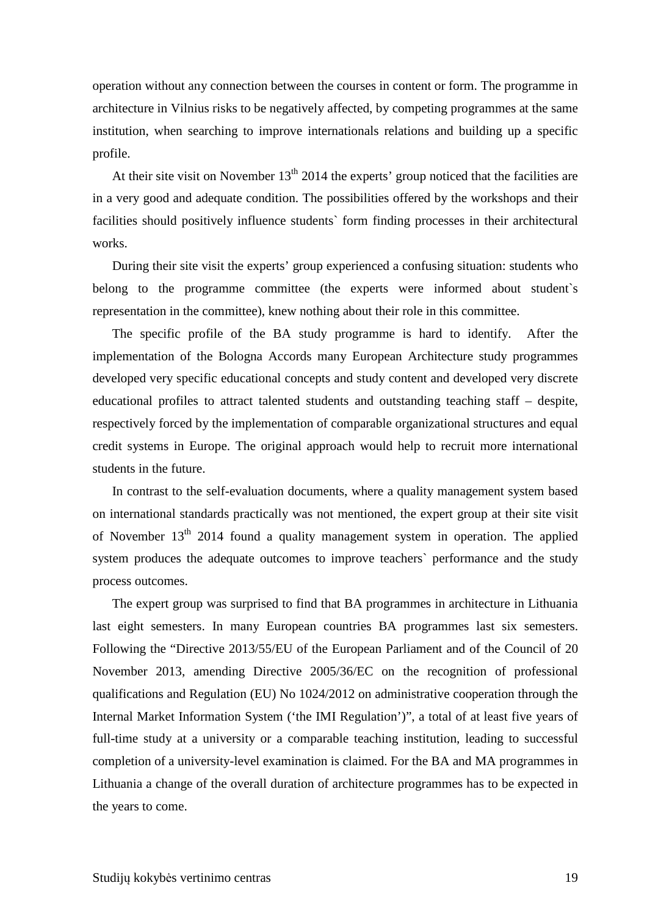operation without any connection between the courses in content or form. The programme in architecture in Vilnius risks to be negatively affected, by competing programmes at the same institution, when searching to improve internationals relations and building up a specific profile.

At their site visit on November 13th 2014 the experts' group noticed that the facilities are in a very good and adequate condition. The possibilities offered by the workshops and their facilities should positively influence students` form finding processes in their architectural works.

During their site visit the experts' group experienced a confusing situation: students who belong to the programme committee (the experts were informed about student`s representation in the committee), knew nothing about their role in this committee.

The specific profile of the BA study programme is hard to identify. After the implementation of the Bologna Accords many European Architecture study programmes developed very specific educational concepts and study content and developed very discrete educational profiles to attract talented students and outstanding teaching staff – despite, respectively forced by the implementation of comparable organizational structures and equal credit systems in Europe. The original approach would help to recruit more international students in the future.

In contrast to the self-evaluation documents, where a quality management system based on international standards practically was not mentioned, the expert group at their site visit of November 13th 2014 found a quality management system in operation. The applied system produces the adequate outcomes to improve teachers` performance and the study process outcomes.

The expert group was surprised to find that BA programmes in architecture in Lithuania last eight semesters. In many European countries BA programmes last six semesters. Following the "Directive 2013/55/EU of the European Parliament and of the Council of 20 November 2013, amending Directive 2005/36/EC on the recognition of professional qualifications and Regulation (EU) No 1024/2012 on administrative cooperation through the Internal Market Information System ('the IMI Regulation')", a total of at least five years of full-time study at a university or a comparable teaching institution, leading to successful completion of a university-level examination is claimed. For the BA and MA programmes in Lithuania a change of the overall duration of architecture programmes has to be expected in the years to come.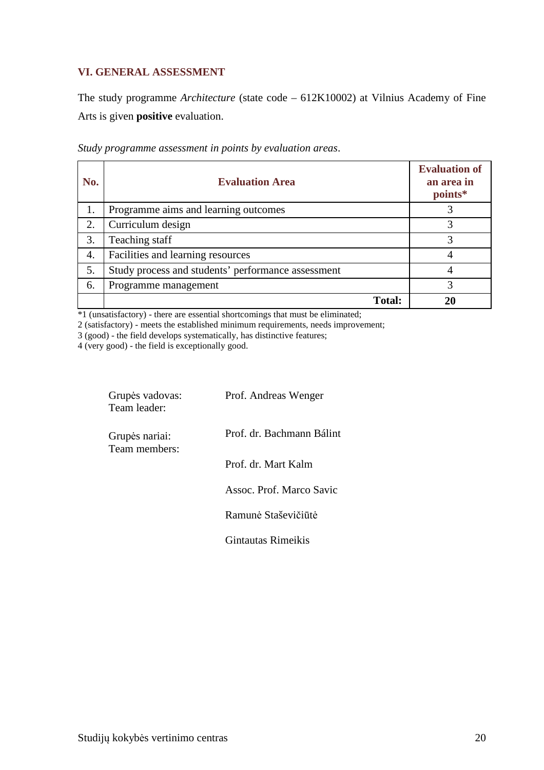## VI. GENERAL ASSESSMENT

The study programme *Architecture* (state code – 612K10002) at Vilnius Academy of Fine Arts is given **positive** evaluation.

*Study programme assessment in points by evaluation areas*.

| No. | Evaluation Area | Evaluation of an area in points* |
|---|---|---|
| 1. | Programme aims and learning outcomes | 3 |
| 2. | Curriculum design | 3 |
| 3. | Teaching staff | 3 |
| 4. | Facilities and learning resources | 4 |
| 5. | Study process and students' performance assessment | 4 |
| 6. | Programme management | 3 |
| | **Total:** | **20** |

*1 (unsatisfactory) - there are essential shortcomings that must be eliminated;
2 (satisfactory) - meets the established minimum requirements, needs improvement;
3 (good) - the field develops systematically, has distinctive features;
4 (very good) - the field is exceptionally good.

Grupės vadovas:
Team leader: Prof. Andreas Wenger

Grupės nariai:
Team members: Prof. dr. Bachmann Bálint

Prof. dr. Mart Kalm

Assoc. Prof. Marco Savic

Ramunė Staševičiūtė

Gintautas Rimeikis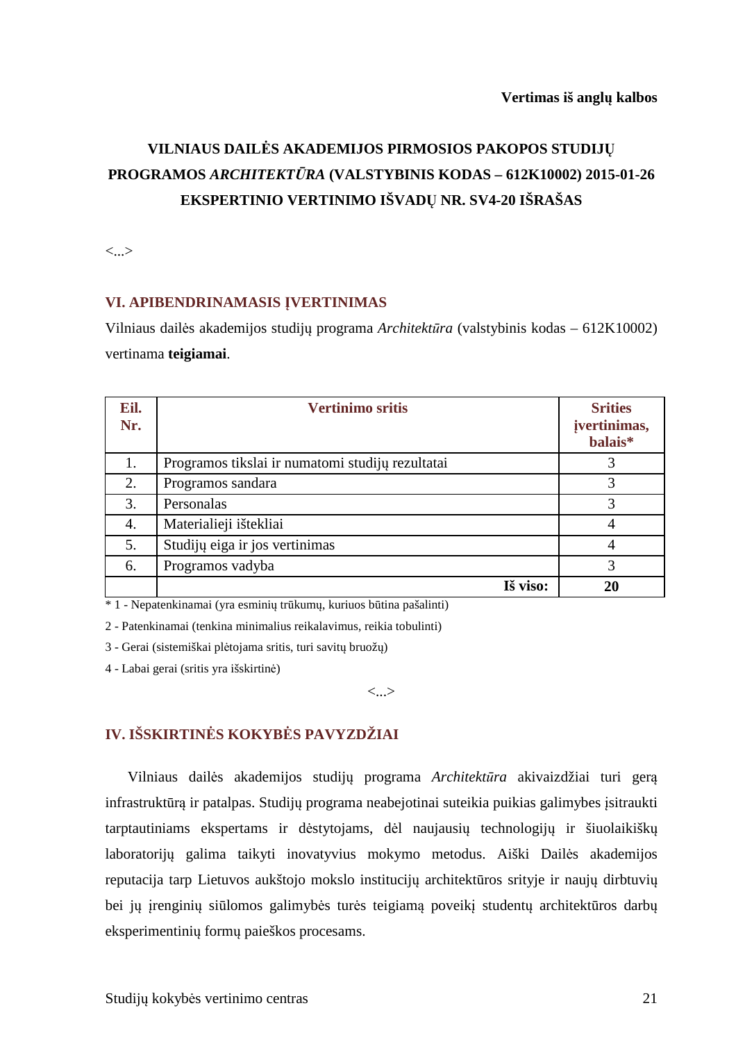**Vertimas iš anglų kalbos**

# VILNIAUS DAILĖS AKADEMIJOS PIRMOSIOS PAKOPOS STUDIJŲ PROGRAMOS *ARCHITEKTŪRA* (VALSTYBINIS KODAS – 612K10002) 2015-01-26 EKSPERTINIO VERTINIMO IŠVADŲ NR. SV4-20 IŠRAŠAS

<...>

## VI. APIBENDRINAMASIS ĮVERTINIMAS

Vilniaus dailės akademijos studijų programa *Architektūra* (valstybinis kodas – 612K10002) vertinama **teigiamai**.

| Eil. Nr. | Vertinimo sritis | Srities įvertinimas, balais* |
|---|---|---|
| 1. | Programos tikslai ir numatomi studijų rezultatai | 3 |
| 2. | Programos sandara | 3 |
| 3. | Personalas | 3 |
| 4. | Materialieji ištekliai | 4 |
| 5. | Studijų eiga ir jos vertinimas | 4 |
| 6. | Programos vadyba | 3 |
| | **Iš viso:** | **20** |

\* 1 - Nepatenkinamai (yra esminių trūkumų, kuriuos būtina pašalinti)

2 - Patenkinamai (tenkina minimalius reikalavimus, reikia tobulinti)

3 - Gerai (sistemiškai plėtojama sritis, turi savitų bruožų)

4 - Labai gerai (sritis yra išskirtinė)

<...>

## IV. IŠSKIRTINĖS KOKYBĖS PAVYZDŽIAI

Vilniaus dailės akademijos studijų programa *Architektūra* akivaizdžiai turi gerą infrastruktūrą ir patalpas. Studijų programa neabejotinai suteikia puikias galimybes įsitraukti tarptautiniams ekspertams ir dėstytojams, dėl naujausių technologijų ir šiuolaikiškų laboratorijų galima taikyti inovatyvius mokymo metodus. Aiški Dailės akademijos reputacija tarp Lietuvos aukštojo mokslo institucijų architektūros srityje ir naujų dirbtuvių bei jų įrenginių siūlomos galimybės turės teigiamą poveikį studentų architektūros darbų eksperimentinių formų paieškos procesams.

Studijų kokybės vertinimo centras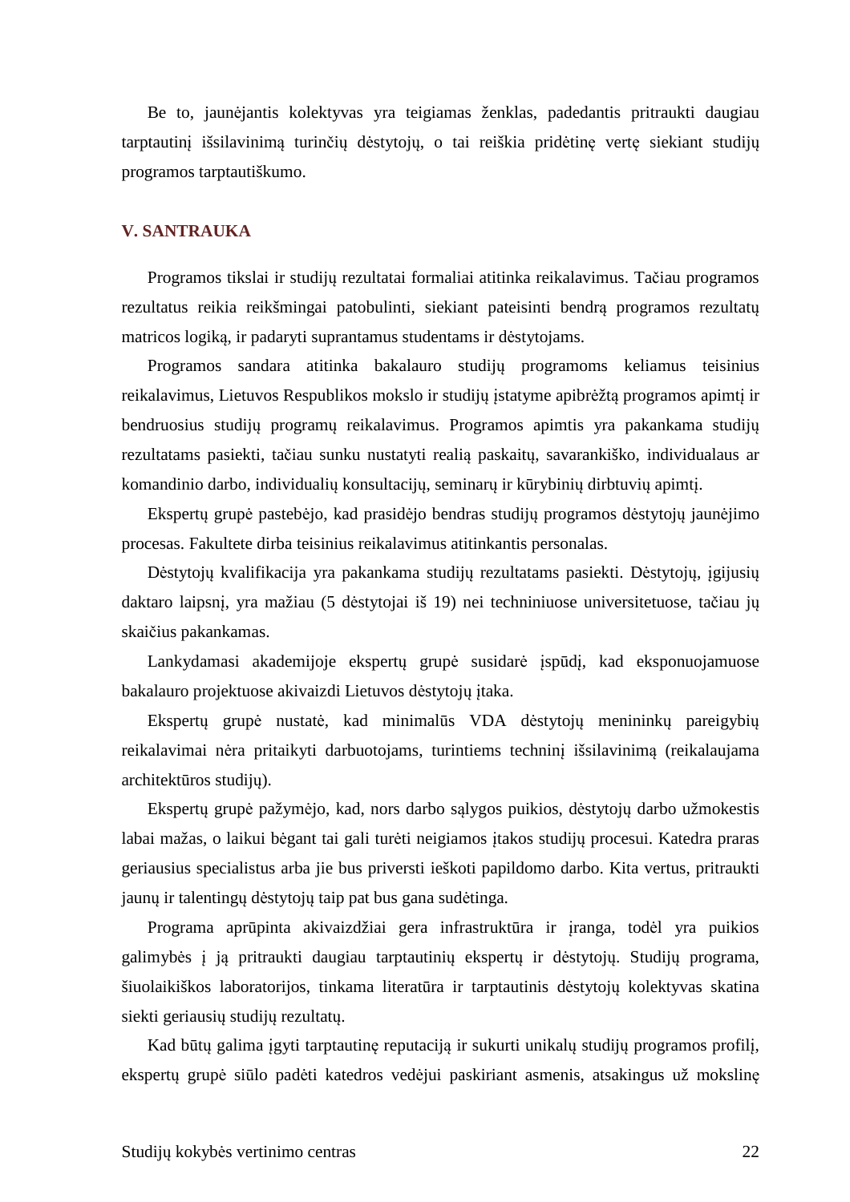Be to, jaunėjantis kolektyvas yra teigiamas ženklas, padedantis pritraukti daugiau tarptautinį išsilavinimą turinčių dėstytojų, o tai reiškia pridėtinę vertę siekiant studijų programos tarptautiškumo.

## V. SANTRAUKA

Programos tikslai ir studijų rezultatai formaliai atitinka reikalavimus. Tačiau programos rezultatus reikia reikšmingai patobulinti, siekiant pateisinti bendrą programos rezultatų matricos logiką, ir padaryti suprantamus studentams ir dėstytojams.

Programos sandara atitinka bakalauro studijų programoms keliamus teisinius reikalavimus, Lietuvos Respublikos mokslo ir studijų įstatyme apibrėžtą programos apimtį ir bendruosius studijų programų reikalavimus. Programos apimtis yra pakankama studijų rezultatams pasiekti, tačiau sunku nustatyti realią paskaitų, savarankiško, individualaus ar komandinio darbo, individualių konsultacijų, seminarų ir kūrybinių dirbtuvių apimtį.

Ekspertų grupė pastebėjo, kad prasidėjo bendras studijų programos dėstytojų jaunėjimo procesas. Fakultete dirba teisinius reikalavimus atitinkantis personalas.

Dėstytojų kvalifikacija yra pakankama studijų rezultatams pasiekti. Dėstytojų, įgijusių daktaro laipsnį, yra mažiau (5 dėstytojai iš 19) nei techniniuose universitetuose, tačiau jų skaičius pakankamas.

Lankydamasi akademijoje ekspertų grupė susidarė įspūdį, kad eksponuojamuose bakalauro projektuose akivaizdi Lietuvos dėstytojų įtaka.

Ekspertų grupė nustatė, kad minimalūs VDA dėstytojų menininkų pareigybių reikalavimai nėra pritaikyti darbuotojams, turintiems techninį išsilavinimą (reikalaujama architektūros studijų).

Ekspertų grupė pažymėjo, kad, nors darbo sąlygos puikios, dėstytojų darbo užmokestis labai mažas, o laikui bėgant tai gali turėti neigiamos įtakos studijų procesui. Katedra praras geriausius specialistus arba jie bus priversti ieškoti papildomo darbo. Kita vertus, pritraukti jaunų ir talentingų dėstytojų taip pat bus gana sudėtinga.

Programa aprūpinta akivaizdžiai gera infrastruktūra ir įranga, todėl yra puikios galimybės į ją pritraukti daugiau tarptautinių ekspertų ir dėstytojų. Studijų programa, šiuolaikiškos laboratorijos, tinkama literatūra ir tarptautinis dėstytojų kolektyvas skatina siekti geriausių studijų rezultatų.

Kad būtų galima įgyti tarptautinę reputaciją ir sukurti unikalų studijų programos profilį, ekspertų grupė siūlo padėti katedros vedėjui paskiriant asmenis, atsakingus už mokslinę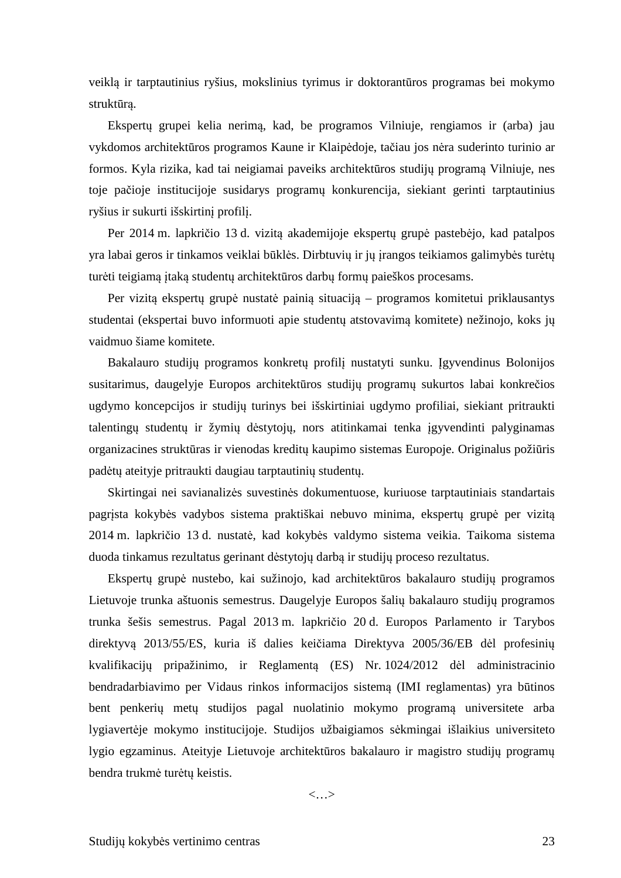veiklą ir tarptautinius ryšius, mokslinius tyrimus ir doktorantūros programas bei mokymo struktūrą.

Ekspertų grupei kelia nerimą, kad, be programos Vilniuje, rengiamos ir (arba) jau vykdomos architektūros programos Kaune ir Klaipėdoje, tačiau jos nėra suderinto turinio ar formos. Kyla rizika, kad tai neigiamai paveiks architektūros studijų programą Vilniuje, nes toje pačioje institucijoje susidarys programų konkurencija, siekiant gerinti tarptautinius ryšius ir sukurti išskirtinį profilį.

Per 2014 m. lapkričio 13 d. vizitą akademijoje ekspertų grupė pastebėjo, kad patalpos yra labai geros ir tinkamos veiklai būklės. Dirbtuvių ir jų įrangos teikiamos galimybės turėtų turėti teigiamą įtaką studentų architektūros darbų formų paieškos procesams.

Per vizitą ekspertų grupė nustatė painią situaciją – programos komitetui priklausantys studentai (ekspertai buvo informuoti apie studentų atstovavimą komitete) nežinojo, koks jų vaidmuo šiame komitete.

Bakalauro studijų programos konkretų profilį nustatyti sunku. Įgyvendinus Bolonijos susitarimus, daugelyje Europos architektūros studijų programų sukurtos labai konkrečios ugdymo koncepcijos ir studijų turinys bei išskirtiniai ugdymo profiliai, siekiant pritraukti talentingų studentų ir žymių dėstytojų, nors atitinkamai tenka įgyvendinti palyginamas organizacines struktūras ir vienodas kreditų kaupimo sistemas Europoje. Originalus požiūris padėtų ateityje pritraukti daugiau tarptautinių studentų.

Skirtingai nei savianalizės suvestinės dokumentuose, kuriuose tarptautiniais standartais pagrįsta kokybės vadybos sistema praktiškai nebuvo minima, ekspertų grupė per vizitą 2014 m. lapkričio 13 d. nustatė, kad kokybės valdymo sistema veikia. Taikoma sistema duoda tinkamus rezultatus gerinant dėstytojų darbą ir studijų proceso rezultatus.

Ekspertų grupė nustebo, kai sužinojo, kad architektūros bakalauro studijų programos Lietuvoje trunka aštuonis semestrus. Daugelyje Europos šalių bakalauro studijų programos trunka šešis semestrus. Pagal 2013 m. lapkričio 20 d. Europos Parlamento ir Tarybos direktyvą 2013/55/ES, kuria iš dalies keičiama Direktyva 2005/36/EB dėl profesinių kvalifikacijų pripažinimo, ir Reglamentą (ES) Nr. 1024/2012 dėl administracinio bendradarbiavimo per Vidaus rinkos informacijos sistemą (IMI reglamentas) yra būtinos bent penkerių metų studijos pagal nuolatinio mokymo programą universitete arba lygiavertėje mokymo institucijoje. Studijos užbaigiamos sėkmingai išlaikius universiteto lygio egzaminus. Ateityje Lietuvoje architektūros bakalauro ir magistro studijų programų bendra trukmė turėtų keistis.

<…>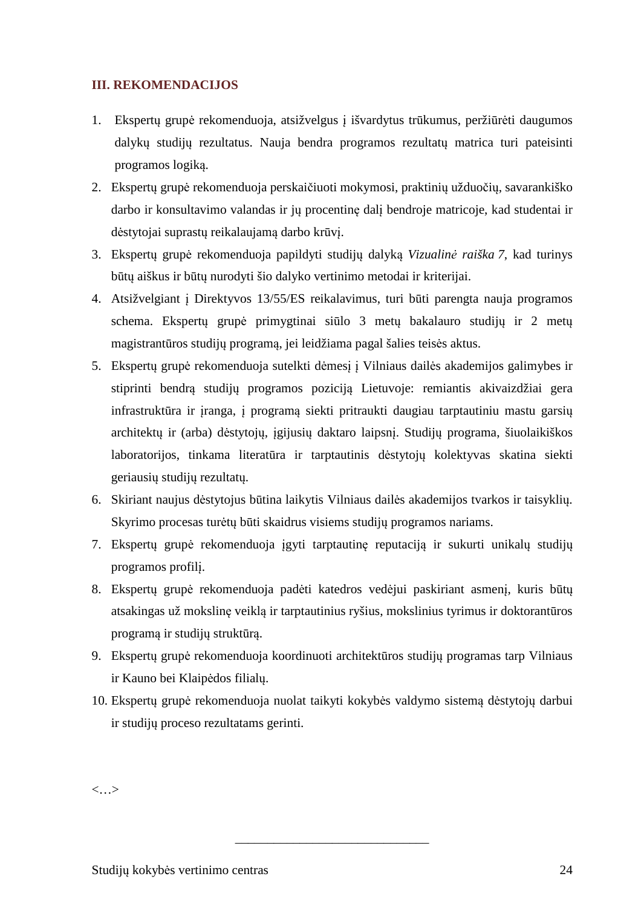## III. REKOMENDACIJOS

1. Ekspertų grupė rekomenduoja, atsižvelgus į išvardytus trūkumus, peržiūrėti daugumos dalykų studijų rezultatus. Nauja bendra programos rezultatų matrica turi pateisinti programos logiką.
2. Ekspertų grupė rekomenduoja perskaičiuoti mokymosi, praktinių užduočių, savarankiško darbo ir konsultavimo valandas ir jų procentinę dalį bendroje matricoje, kad studentai ir dėstytojai suprastų reikalaujamą darbo krūvį.
3. Ekspertų grupė rekomenduoja papildyti studijų dalyką *Vizualinė raiška 7*, kad turinys būtų aiškus ir būtų nurodyti šio dalyko vertinimo metodai ir kriterijai.
4. Atsižvelgiant į Direktyvos 13/55/ES reikalavimus, turi būti parengta nauja programos schema. Ekspertų grupė primygtinai siūlo 3 metų bakalauro studijų ir 2 metų magistrantūros studijų programą, jei leidžiama pagal šalies teisės aktus.
5. Ekspertų grupė rekomenduoja sutelkti dėmesį į Vilniaus dailės akademijos galimybes ir stiprinti bendrą studijų programos poziciją Lietuvoje: remiantis akivaizdžiai gera infrastruktūra ir įranga, į programą siekti pritraukti daugiau tarptautiniu mastu garsių architektų ir (arba) dėstytojų, įgijusių daktaro laipsnį. Studijų programa, šiuolaikiškos laboratorijos, tinkama literatūra ir tarptautinis dėstytojų kolektyvas skatina siekti geriausių studijų rezultatų.
6. Skiriant naujus dėstytojus būtina laikytis Vilniaus dailės akademijos tvarkos ir taisyklių. Skyrimo procesas turėtų būti skaidrus visiems studijų programos nariams.
7. Ekspertų grupė rekomenduoja įgyti tarptautinę reputaciją ir sukurti unikalų studijų programos profilį.
8. Ekspertų grupė rekomenduoja padėti katedros vedėjui paskiriant asmenį, kuris būtų atsakingas už mokslinę veiklą ir tarptautinius ryšius, mokslinius tyrimus ir doktorantūros programą ir studijų struktūrą.
9. Ekspertų grupė rekomenduoja koordinuoti architektūros studijų programas tarp Vilniaus ir Kauno bei Klaipėdos filialų.
10. Ekspertų grupė rekomenduoja nuolat taikyti kokybės valdymo sistemą dėstytojų darbui ir studijų proceso rezultatams gerinti.

<…>

______________________________

Studijų kokybės vertinimo centras